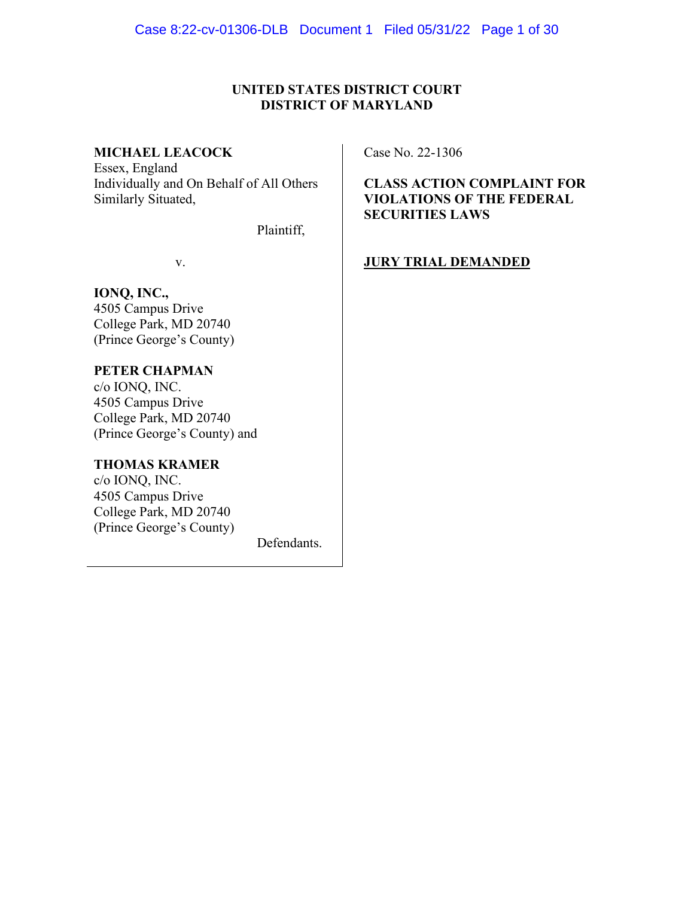**UNITED STATES DISTRICT COURT**
**DISTRICT OF MARYLAND**

**MICHAEL LEACOCK**
Essex, England
Individually and On Behalf of All Others Similarly Situated,

Plaintiff,

v.

**IONQ, INC.,**
4505 Campus Drive
College Park, MD 20740
(Prince George's County)

**PETER CHAPMAN**
c/o IONQ, INC.
4505 Campus Drive
College Park, MD 20740
(Prince George's County) and

**THOMAS KRAMER**
c/o IONQ, INC.
4505 Campus Drive
College Park, MD 20740
(Prince George's County)

Defendants.

Case No. 22-1306

**CLASS ACTION COMPLAINT FOR VIOLATIONS OF THE FEDERAL SECURITIES LAWS**

**JURY TRIAL DEMANDED**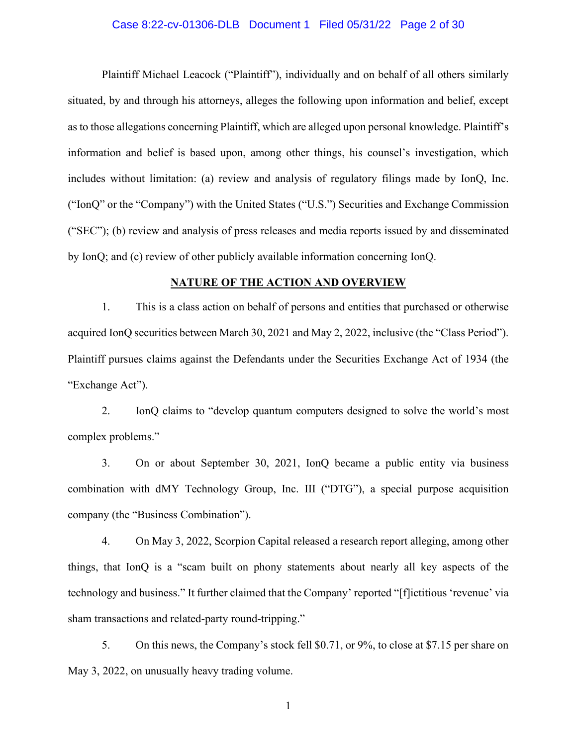Plaintiff Michael Leacock ("Plaintiff"), individually and on behalf of all others similarly situated, by and through his attorneys, alleges the following upon information and belief, except as to those allegations concerning Plaintiff, which are alleged upon personal knowledge. Plaintiff's information and belief is based upon, among other things, his counsel's investigation, which includes without limitation: (a) review and analysis of regulatory filings made by IonQ, Inc. ("IonQ" or the "Company") with the United States ("U.S.") Securities and Exchange Commission ("SEC"); (b) review and analysis of press releases and media reports issued by and disseminated by IonQ; and (c) review of other publicly available information concerning IonQ.

## NATURE OF THE ACTION AND OVERVIEW

1. This is a class action on behalf of persons and entities that purchased or otherwise acquired IonQ securities between March 30, 2021 and May 2, 2022, inclusive (the "Class Period"). Plaintiff pursues claims against the Defendants under the Securities Exchange Act of 1934 (the "Exchange Act").

2. IonQ claims to "develop quantum computers designed to solve the world's most complex problems."

3. On or about September 30, 2021, IonQ became a public entity via business combination with dMY Technology Group, Inc. III ("DTG"), a special purpose acquisition company (the "Business Combination").

4. On May 3, 2022, Scorpion Capital released a research report alleging, among other things, that IonQ is a "scam built on phony statements about nearly all key aspects of the technology and business." It further claimed that the Company' reported "[f]ictitious 'revenue' via sham transactions and related-party round-tripping."

5. On this news, the Company's stock fell $0.71, or 9%, to close at $7.15 per share on May 3, 2022, on unusually heavy trading volume.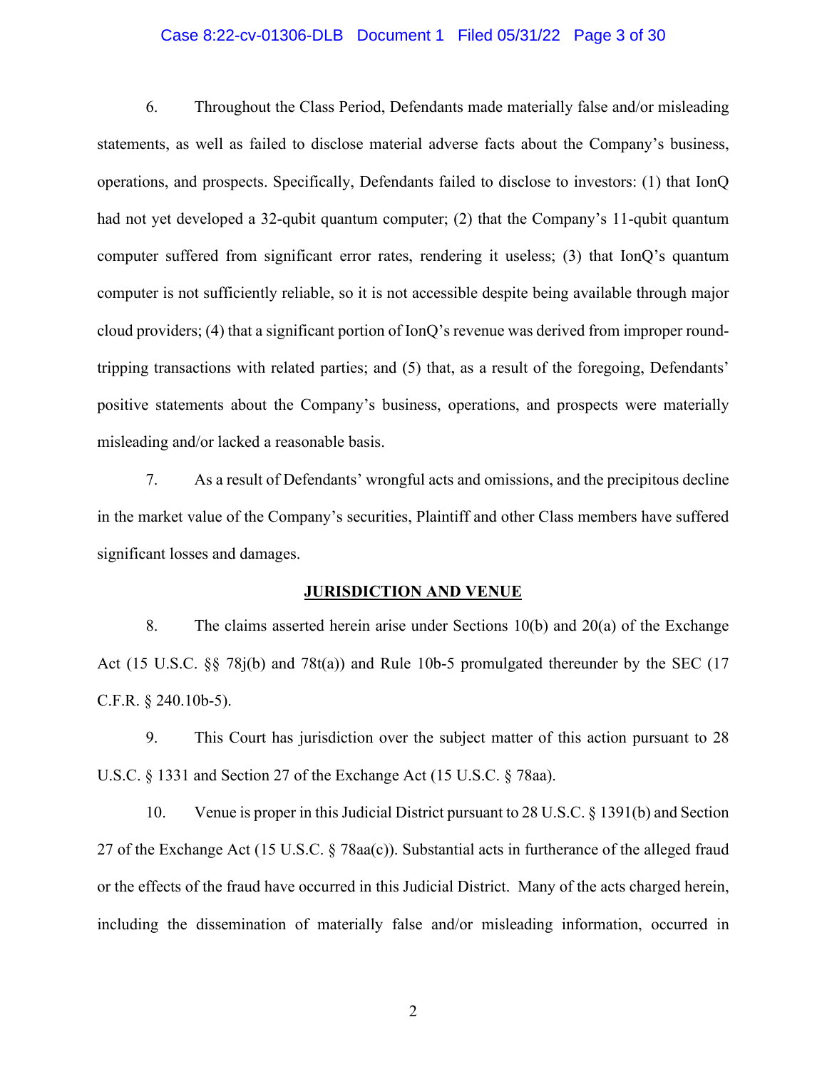6. Throughout the Class Period, Defendants made materially false and/or misleading statements, as well as failed to disclose material adverse facts about the Company's business, operations, and prospects. Specifically, Defendants failed to disclose to investors: (1) that IonQ had not yet developed a 32-qubit quantum computer; (2) that the Company's 11-qubit quantum computer suffered from significant error rates, rendering it useless; (3) that IonQ's quantum computer is not sufficiently reliable, so it is not accessible despite being available through major cloud providers; (4) that a significant portion of IonQ's revenue was derived from improper round-tripping transactions with related parties; and (5) that, as a result of the foregoing, Defendants' positive statements about the Company's business, operations, and prospects were materially misleading and/or lacked a reasonable basis.

7. As a result of Defendants' wrongful acts and omissions, and the precipitous decline in the market value of the Company's securities, Plaintiff and other Class members have suffered significant losses and damages.

## JURISDICTION AND VENUE

8. The claims asserted herein arise under Sections 10(b) and 20(a) of the Exchange Act (15 U.S.C. §§ 78j(b) and 78t(a)) and Rule 10b-5 promulgated thereunder by the SEC (17 C.F.R. § 240.10b-5).

9. This Court has jurisdiction over the subject matter of this action pursuant to 28 U.S.C. § 1331 and Section 27 of the Exchange Act (15 U.S.C. § 78aa).

10. Venue is proper in this Judicial District pursuant to 28 U.S.C. § 1391(b) and Section 27 of the Exchange Act (15 U.S.C. § 78aa(c)). Substantial acts in furtherance of the alleged fraud or the effects of the fraud have occurred in this Judicial District. Many of the acts charged herein, including the dissemination of materially false and/or misleading information, occurred in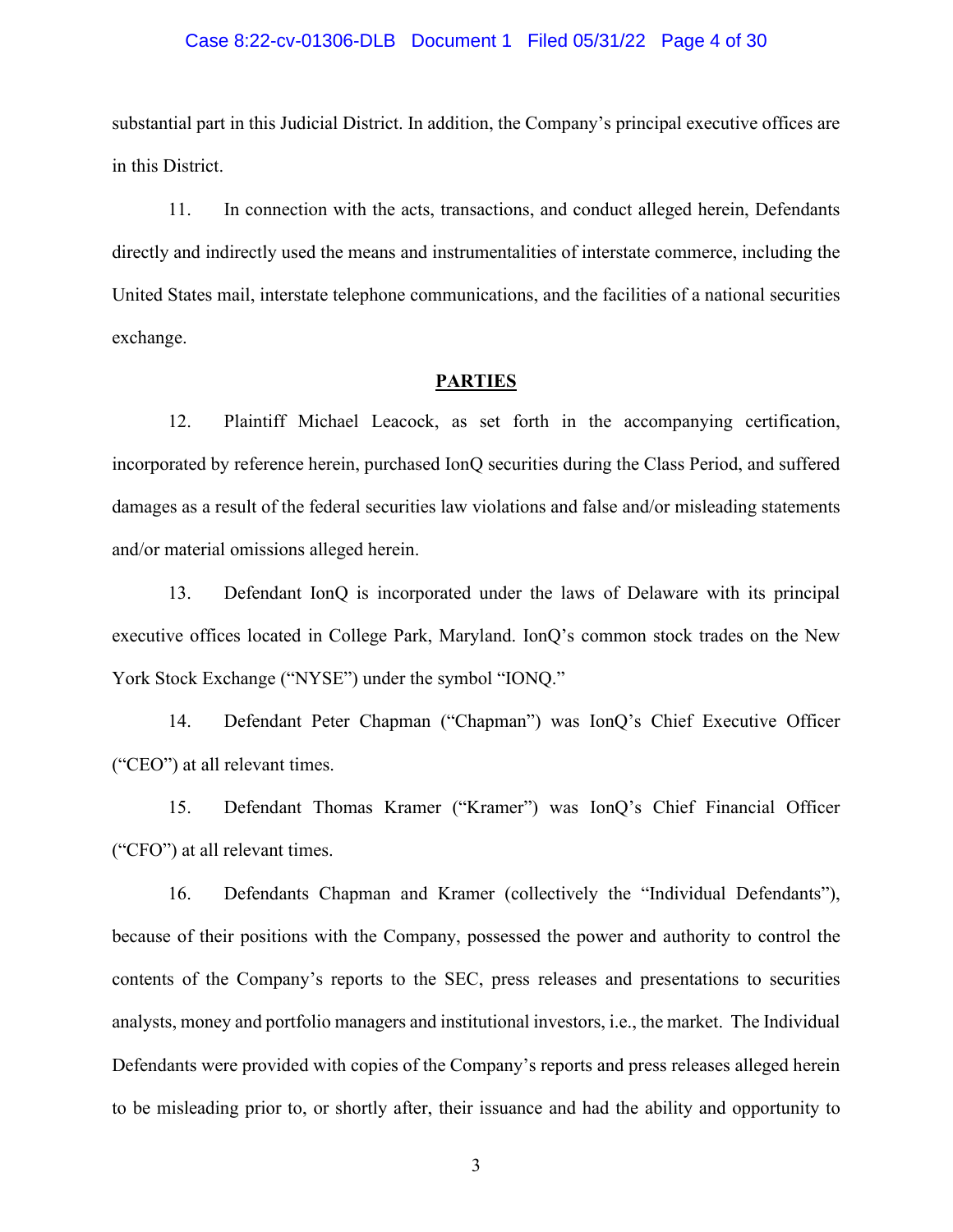substantial part in this Judicial District. In addition, the Company's principal executive offices are in this District.

11. In connection with the acts, transactions, and conduct alleged herein, Defendants directly and indirectly used the means and instrumentalities of interstate commerce, including the United States mail, interstate telephone communications, and the facilities of a national securities exchange.

## PARTIES

12. Plaintiff Michael Leacock, as set forth in the accompanying certification, incorporated by reference herein, purchased IonQ securities during the Class Period, and suffered damages as a result of the federal securities law violations and false and/or misleading statements and/or material omissions alleged herein.

13. Defendant IonQ is incorporated under the laws of Delaware with its principal executive offices located in College Park, Maryland. IonQ's common stock trades on the New York Stock Exchange ("NYSE") under the symbol "IONQ."

14. Defendant Peter Chapman ("Chapman") was IonQ's Chief Executive Officer ("CEO") at all relevant times.

15. Defendant Thomas Kramer ("Kramer") was IonQ's Chief Financial Officer ("CFO") at all relevant times.

16. Defendants Chapman and Kramer (collectively the "Individual Defendants"), because of their positions with the Company, possessed the power and authority to control the contents of the Company's reports to the SEC, press releases and presentations to securities analysts, money and portfolio managers and institutional investors, i.e., the market. The Individual Defendants were provided with copies of the Company's reports and press releases alleged herein to be misleading prior to, or shortly after, their issuance and had the ability and opportunity to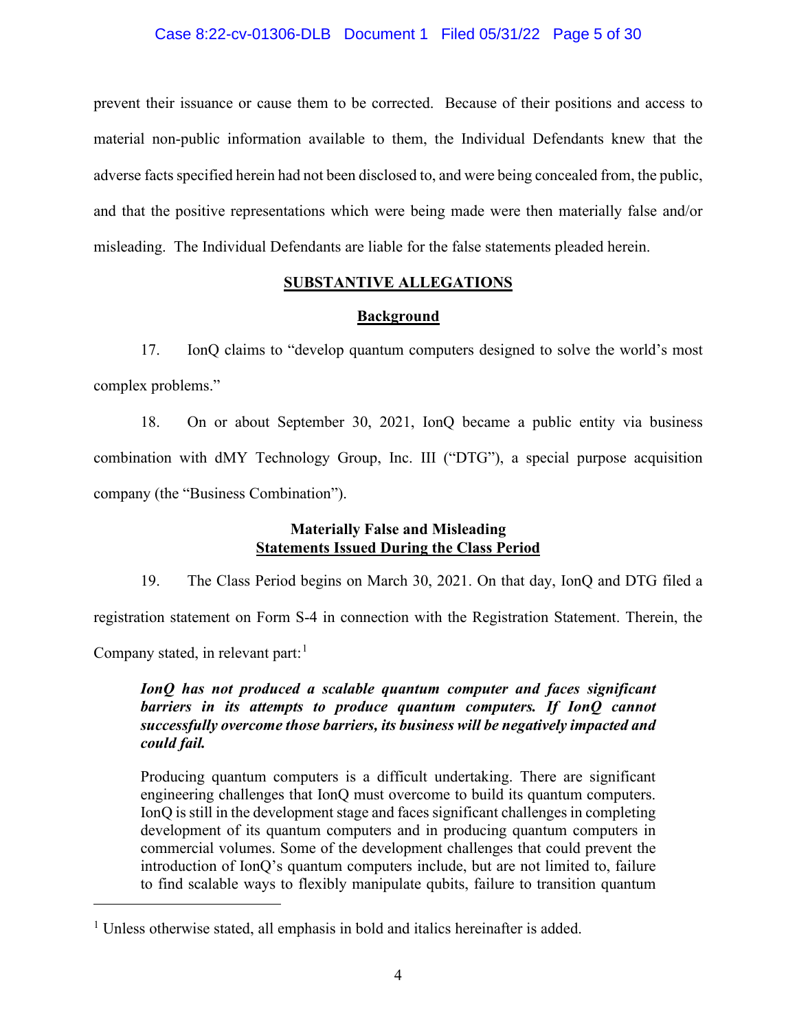prevent their issuance or cause them to be corrected. Because of their positions and access to material non-public information available to them, the Individual Defendants knew that the adverse facts specified herein had not been disclosed to, and were being concealed from, the public, and that the positive representations which were being made were then materially false and/or misleading. The Individual Defendants are liable for the false statements pleaded herein.

## SUBSTANTIVE ALLEGATIONS

### Background

17. IonQ claims to "develop quantum computers designed to solve the world's most complex problems."

18. On or about September 30, 2021, IonQ became a public entity via business combination with dMY Technology Group, Inc. III ("DTG"), a special purpose acquisition company (the "Business Combination").

### Materially False and Misleading Statements Issued During the Class Period

19. The Class Period begins on March 30, 2021. On that day, IonQ and DTG filed a registration statement on Form S-4 in connection with the Registration Statement. Therein, the Company stated, in relevant part:[1]

> ***IonQ has not produced a scalable quantum computer and faces significant barriers in its attempts to produce quantum computers. If IonQ cannot successfully overcome those barriers, its business will be negatively impacted and could fail.***
>
> Producing quantum computers is a difficult undertaking. There are significant engineering challenges that IonQ must overcome to build its quantum computers. IonQ is still in the development stage and faces significant challenges in completing development of its quantum computers and in producing quantum computers in commercial volumes. Some of the development challenges that could prevent the introduction of IonQ's quantum computers include, but are not limited to, failure to find scalable ways to flexibly manipulate qubits, failure to transition quantum

---

[1] Unless otherwise stated, all emphasis in bold and italics hereinafter is added.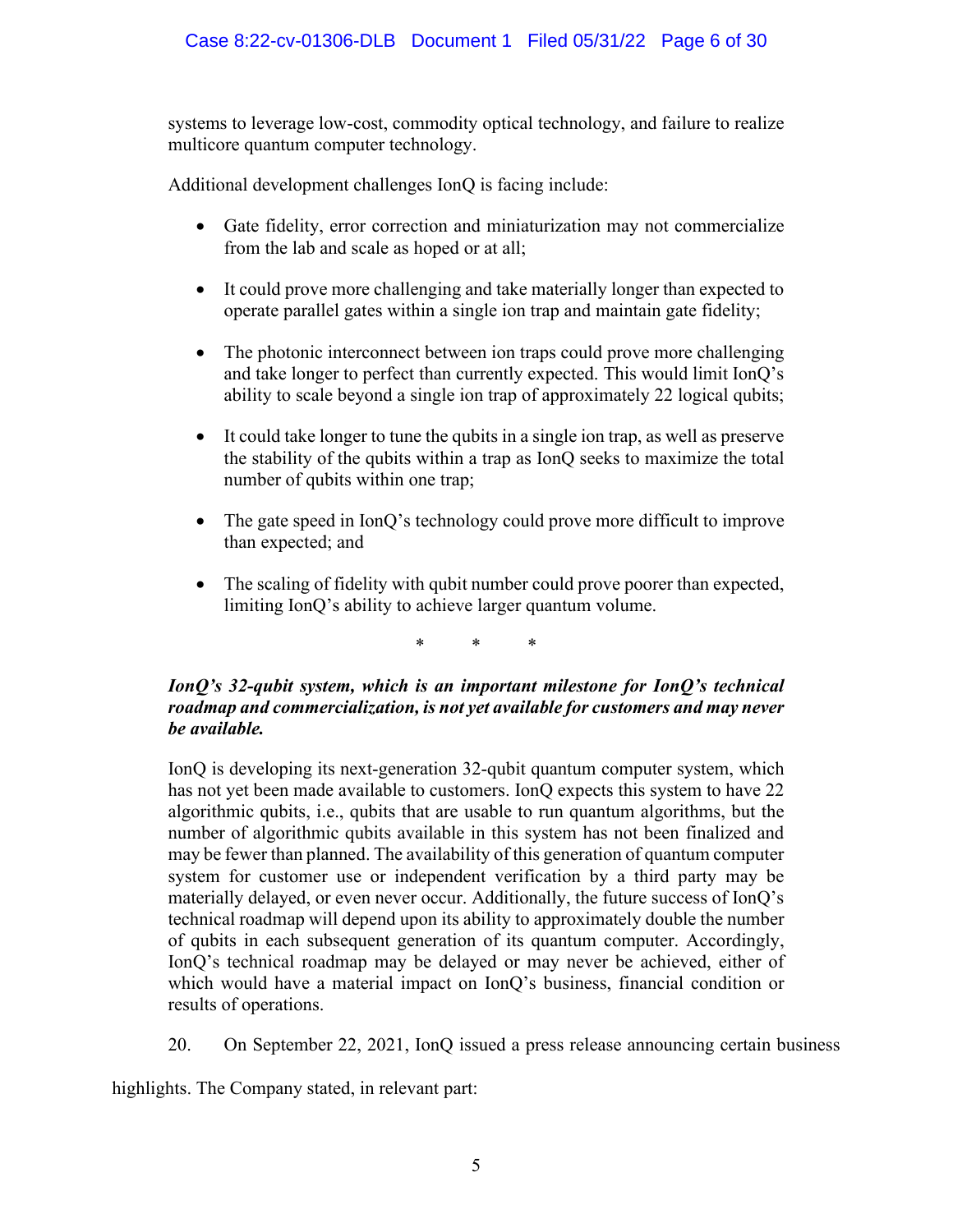systems to leverage low-cost, commodity optical technology, and failure to realize multicore quantum computer technology.

Additional development challenges IonQ is facing include:

- Gate fidelity, error correction and miniaturization may not commercialize from the lab and scale as hoped or at all;
- It could prove more challenging and take materially longer than expected to operate parallel gates within a single ion trap and maintain gate fidelity;
- The photonic interconnect between ion traps could prove more challenging and take longer to perfect than currently expected. This would limit IonQ's ability to scale beyond a single ion trap of approximately 22 logical qubits;
- It could take longer to tune the qubits in a single ion trap, as well as preserve the stability of the qubits within a trap as IonQ seeks to maximize the total number of qubits within one trap;
- The gate speed in IonQ's technology could prove more difficult to improve than expected; and
- The scaling of fidelity with qubit number could prove poorer than expected, limiting IonQ's ability to achieve larger quantum volume.

\* \* \*

***IonQ's 32-qubit system, which is an important milestone for IonQ's technical roadmap and commercialization, is not yet available for customers and may never be available.***

IonQ is developing its next-generation 32-qubit quantum computer system, which has not yet been made available to customers. IonQ expects this system to have 22 algorithmic qubits, i.e., qubits that are usable to run quantum algorithms, but the number of algorithmic qubits available in this system has not been finalized and may be fewer than planned. The availability of this generation of quantum computer system for customer use or independent verification by a third party may be materially delayed, or even never occur. Additionally, the future success of IonQ's technical roadmap will depend upon its ability to approximately double the number of qubits in each subsequent generation of its quantum computer. Accordingly, IonQ's technical roadmap may be delayed or may never be achieved, either of which would have a material impact on IonQ's business, financial condition or results of operations.

20. On September 22, 2021, IonQ issued a press release announcing certain business highlights. The Company stated, in relevant part: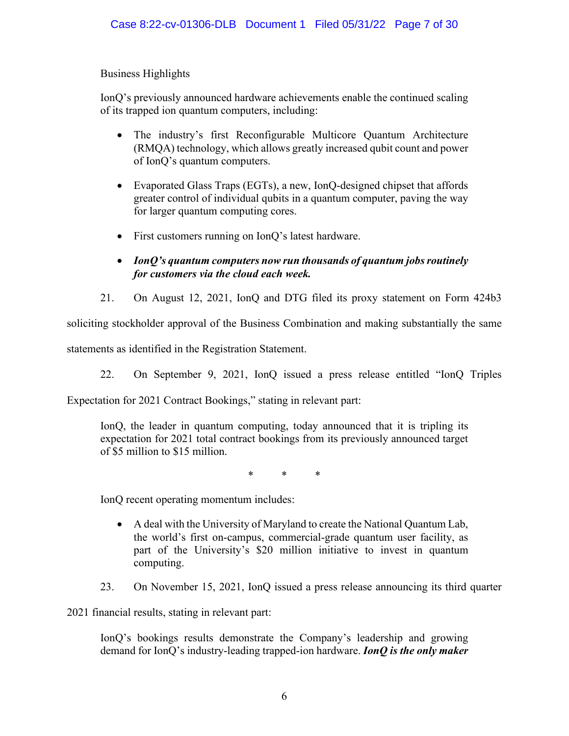Business Highlights

IonQ's previously announced hardware achievements enable the continued scaling of its trapped ion quantum computers, including:

- The industry's first Reconfigurable Multicore Quantum Architecture (RMQA) technology, which allows greatly increased qubit count and power of IonQ's quantum computers.
- Evaporated Glass Traps (EGTs), a new, IonQ-designed chipset that affords greater control of individual qubits in a quantum computer, paving the way for larger quantum computing cores.
- First customers running on IonQ's latest hardware.
- ***IonQ's quantum computers now run thousands of quantum jobs routinely for customers via the cloud each week.***

21. On August 12, 2021, IonQ and DTG filed its proxy statement on Form 424b3 soliciting stockholder approval of the Business Combination and making substantially the same statements as identified in the Registration Statement.

22. On September 9, 2021, IonQ issued a press release entitled "IonQ Triples Expectation for 2021 Contract Bookings," stating in relevant part:

> IonQ, the leader in quantum computing, today announced that it is tripling its expectation for 2021 total contract bookings from its previously announced target of $5 million to $15 million.
>
> \* \* \*
>
> IonQ recent operating momentum includes:
>
> - A deal with the University of Maryland to create the National Quantum Lab, the world's first on-campus, commercial-grade quantum user facility, as part of the University's $20 million initiative to invest in quantum computing.

23. On November 15, 2021, IonQ issued a press release announcing its third quarter 2021 financial results, stating in relevant part:

> IonQ's bookings results demonstrate the Company's leadership and growing demand for IonQ's industry-leading trapped-ion hardware. ***IonQ is the only maker***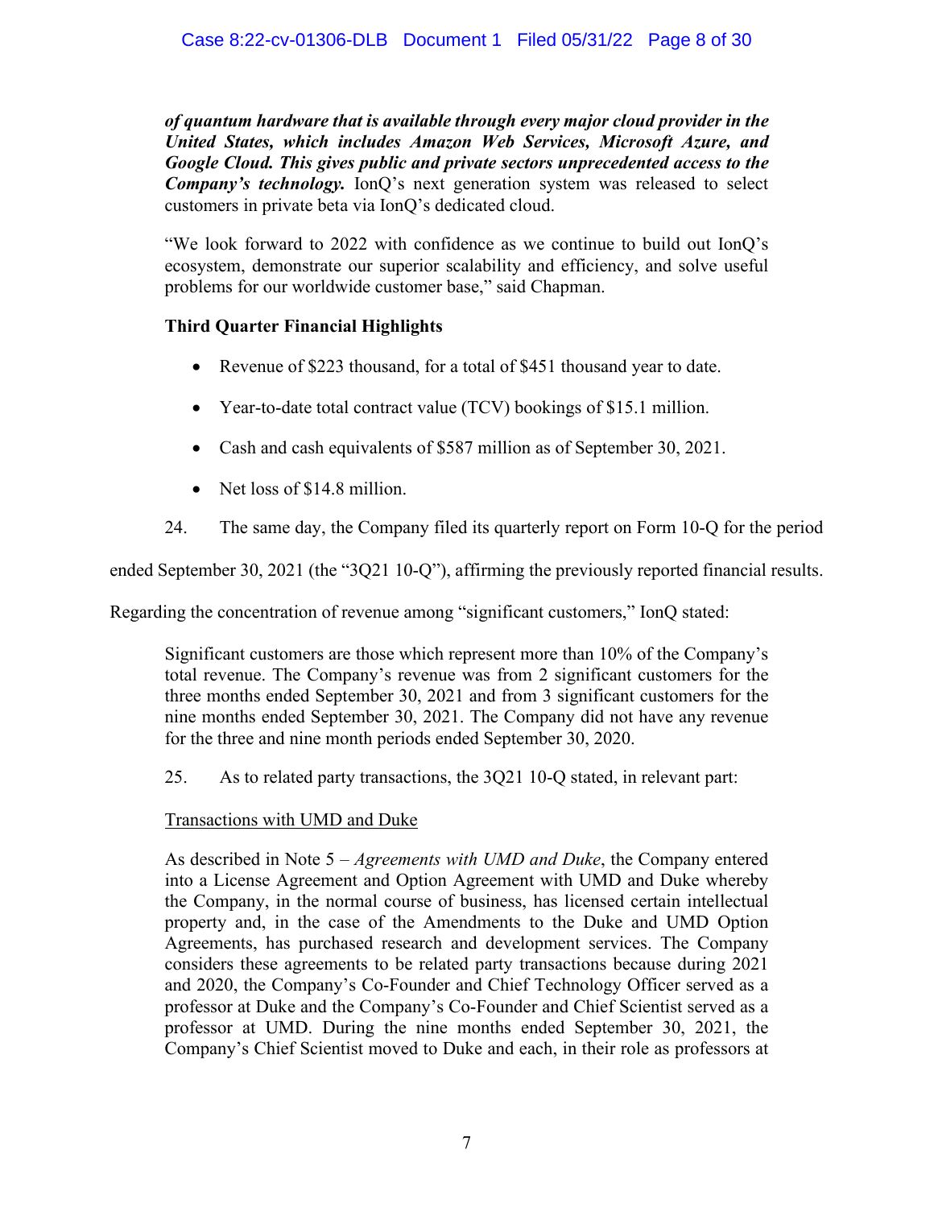***of quantum hardware that is available through every major cloud provider in the United States, which includes Amazon Web Services, Microsoft Azure, and Google Cloud. This gives public and private sectors unprecedented access to the Company's technology.*** IonQ's next generation system was released to select customers in private beta via IonQ's dedicated cloud.

"We look forward to 2022 with confidence as we continue to build out IonQ's ecosystem, demonstrate our superior scalability and efficiency, and solve useful problems for our worldwide customer base," said Chapman.

**Third Quarter Financial Highlights**

- Revenue of $223 thousand, for a total of $451 thousand year to date.
- Year-to-date total contract value (TCV) bookings of $15.1 million.
- Cash and cash equivalents of $587 million as of September 30, 2021.
- Net loss of $14.8 million.

24. The same day, the Company filed its quarterly report on Form 10-Q for the period ended September 30, 2021 (the "3Q21 10-Q"), affirming the previously reported financial results. Regarding the concentration of revenue among "significant customers," IonQ stated:

> Significant customers are those which represent more than 10% of the Company's total revenue. The Company's revenue was from 2 significant customers for the three months ended September 30, 2021 and from 3 significant customers for the nine months ended September 30, 2021. The Company did not have any revenue for the three and nine month periods ended September 30, 2020.

25. As to related party transactions, the 3Q21 10-Q stated, in relevant part:

> Transactions with UMD and Duke
>
> As described in Note 5 – *Agreements with UMD and Duke*, the Company entered into a License Agreement and Option Agreement with UMD and Duke whereby the Company, in the normal course of business, has licensed certain intellectual property and, in the case of the Amendments to the Duke and UMD Option Agreements, has purchased research and development services. The Company considers these agreements to be related party transactions because during 2021 and 2020, the Company's Co-Founder and Chief Technology Officer served as a professor at Duke and the Company's Co-Founder and Chief Scientist served as a professor at UMD. During the nine months ended September 30, 2021, the Company's Chief Scientist moved to Duke and each, in their role as professors at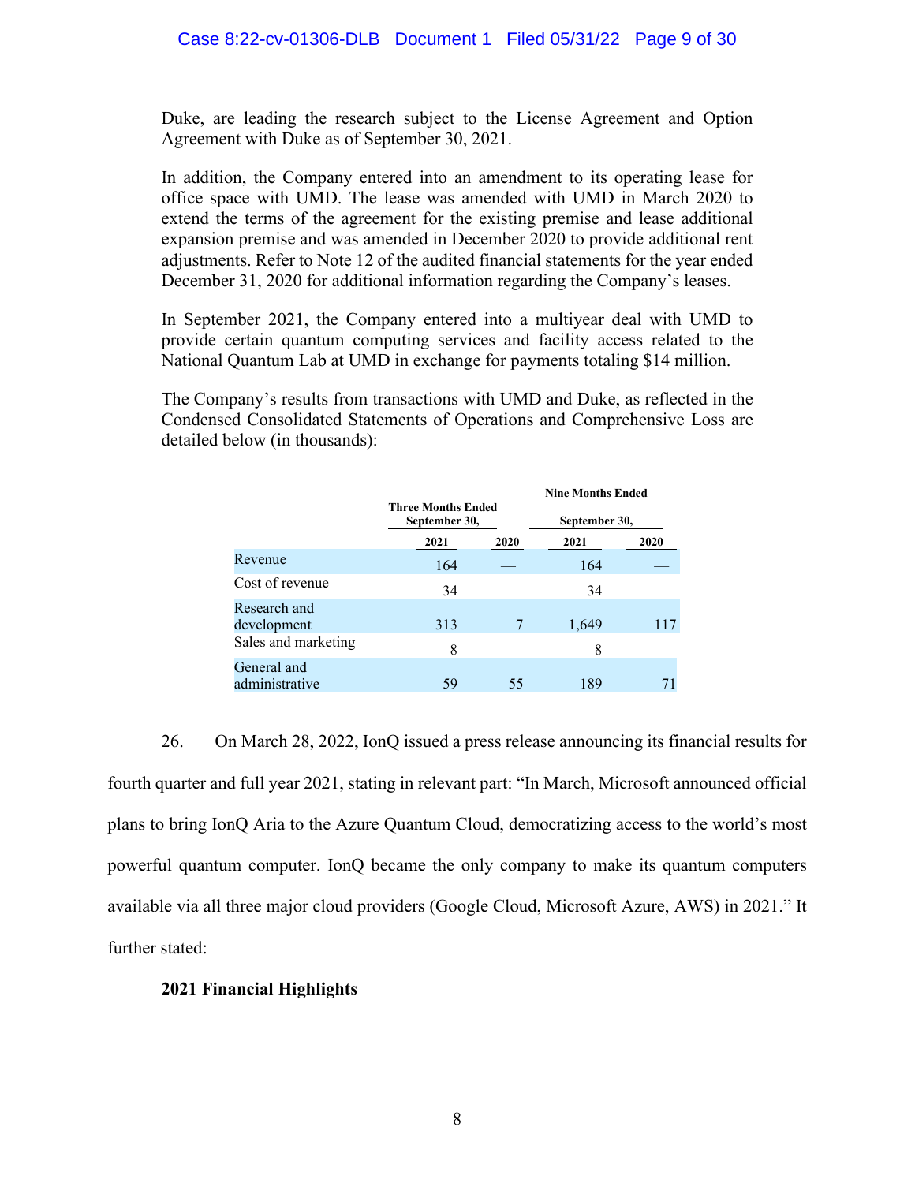Duke, are leading the research subject to the License Agreement and Option Agreement with Duke as of September 30, 2021.

In addition, the Company entered into an amendment to its operating lease for office space with UMD. The lease was amended with UMD in March 2020 to extend the terms of the agreement for the existing premise and lease additional expansion premise and was amended in December 2020 to provide additional rent adjustments. Refer to Note 12 of the audited financial statements for the year ended December 31, 2020 for additional information regarding the Company's leases.

In September 2021, the Company entered into a multiyear deal with UMD to provide certain quantum computing services and facility access related to the National Quantum Lab at UMD in exchange for payments totaling $14 million.

The Company's results from transactions with UMD and Duke, as reflected in the Condensed Consolidated Statements of Operations and Comprehensive Loss are detailed below (in thousands):

| | Three Months Ended September 30, | | Nine Months Ended September 30, | |
|---|---|---|---|---|
| | 2021 | 2020 | 2021 | 2020 |
| Revenue | 164 | — | 164 | — |
| Cost of revenue | 34 | — | 34 | — |
| Research and development | 313 | 7 | 1,649 | 117 |
| Sales and marketing | 8 | — | 8 | — |
| General and administrative | 59 | 55 | 189 | 71 |

26. On March 28, 2022, IonQ issued a press release announcing its financial results for fourth quarter and full year 2021, stating in relevant part: "In March, Microsoft announced official plans to bring IonQ Aria to the Azure Quantum Cloud, democratizing access to the world's most powerful quantum computer. IonQ became the only company to make its quantum computers available via all three major cloud providers (Google Cloud, Microsoft Azure, AWS) in 2021." It further stated:

**2021 Financial Highlights**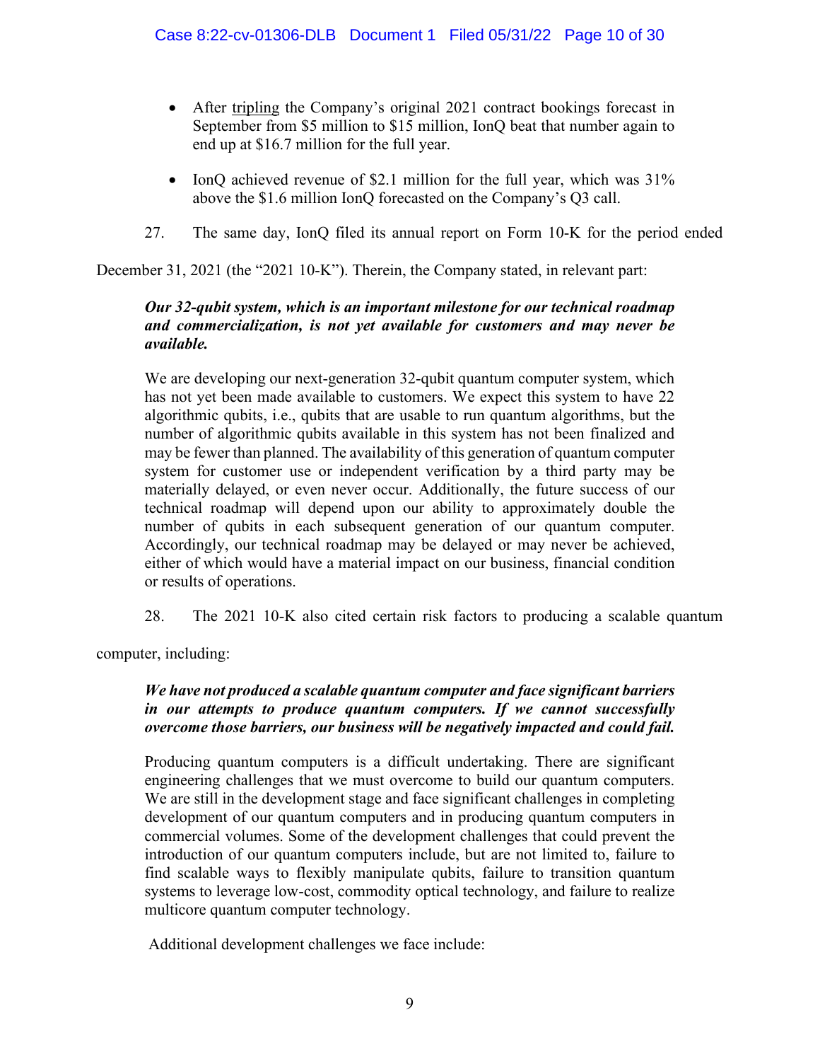- After <u>tripling</u> the Company's original 2021 contract bookings forecast in September from $5 million to $15 million, IonQ beat that number again to end up at $16.7 million for the full year.

- IonQ achieved revenue of $2.1 million for the full year, which was 31% above the $1.6 million IonQ forecasted on the Company's Q3 call.

27. The same day, IonQ filed its annual report on Form 10-K for the period ended December 31, 2021 (the "2021 10-K"). Therein, the Company stated, in relevant part:

> ***Our 32-qubit system, which is an important milestone for our technical roadmap and commercialization, is not yet available for customers and may never be available.***
>
> We are developing our next-generation 32-qubit quantum computer system, which has not yet been made available to customers. We expect this system to have 22 algorithmic qubits, i.e., qubits that are usable to run quantum algorithms, but the number of algorithmic qubits available in this system has not been finalized and may be fewer than planned. The availability of this generation of quantum computer system for customer use or independent verification by a third party may be materially delayed, or even never occur. Additionally, the future success of our technical roadmap will depend upon our ability to approximately double the number of qubits in each subsequent generation of our quantum computer. Accordingly, our technical roadmap may be delayed or may never be achieved, either of which would have a material impact on our business, financial condition or results of operations.

28. The 2021 10-K also cited certain risk factors to producing a scalable quantum computer, including:

> ***We have not produced a scalable quantum computer and face significant barriers in our attempts to produce quantum computers. If we cannot successfully overcome those barriers, our business will be negatively impacted and could fail.***
>
> Producing quantum computers is a difficult undertaking. There are significant engineering challenges that we must overcome to build our quantum computers. We are still in the development stage and face significant challenges in completing development of our quantum computers and in producing quantum computers in commercial volumes. Some of the development challenges that could prevent the introduction of our quantum computers include, but are not limited to, failure to find scalable ways to flexibly manipulate qubits, failure to transition quantum systems to leverage low-cost, commodity optical technology, and failure to realize multicore quantum computer technology.
>
> Additional development challenges we face include: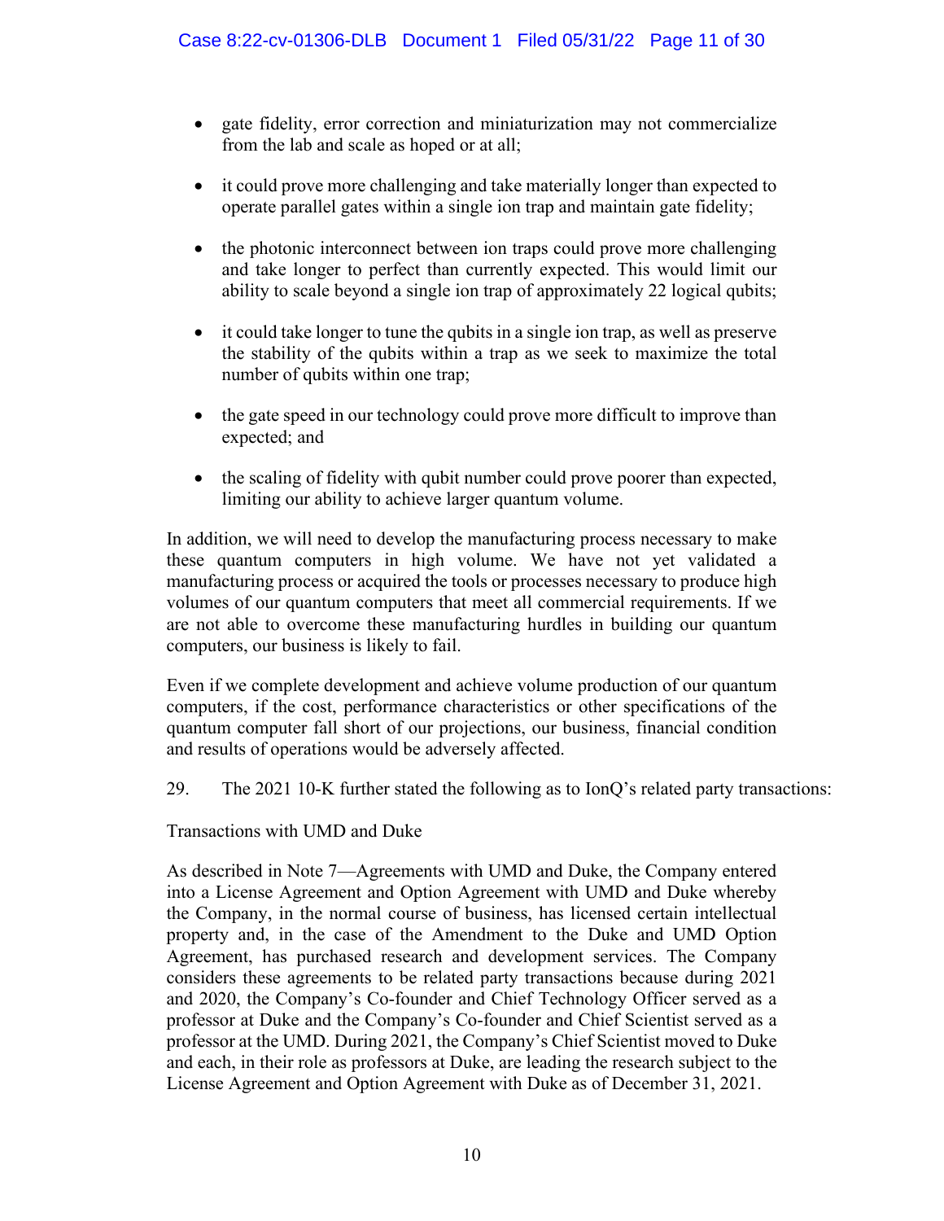- gate fidelity, error correction and miniaturization may not commercialize from the lab and scale as hoped or at all;
- it could prove more challenging and take materially longer than expected to operate parallel gates within a single ion trap and maintain gate fidelity;
- the photonic interconnect between ion traps could prove more challenging and take longer to perfect than currently expected. This would limit our ability to scale beyond a single ion trap of approximately 22 logical qubits;
- it could take longer to tune the qubits in a single ion trap, as well as preserve the stability of the qubits within a trap as we seek to maximize the total number of qubits within one trap;
- the gate speed in our technology could prove more difficult to improve than expected; and
- the scaling of fidelity with qubit number could prove poorer than expected, limiting our ability to achieve larger quantum volume.

In addition, we will need to develop the manufacturing process necessary to make these quantum computers in high volume. We have not yet validated a manufacturing process or acquired the tools or processes necessary to produce high volumes of our quantum computers that meet all commercial requirements. If we are not able to overcome these manufacturing hurdles in building our quantum computers, our business is likely to fail.

Even if we complete development and achieve volume production of our quantum computers, if the cost, performance characteristics or other specifications of the quantum computer fall short of our projections, our business, financial condition and results of operations would be adversely affected.

29. The 2021 10-K further stated the following as to IonQ's related party transactions:

Transactions with UMD and Duke

As described in Note 7—Agreements with UMD and Duke, the Company entered into a License Agreement and Option Agreement with UMD and Duke whereby the Company, in the normal course of business, has licensed certain intellectual property and, in the case of the Amendment to the Duke and UMD Option Agreement, has purchased research and development services. The Company considers these agreements to be related party transactions because during 2021 and 2020, the Company's Co-founder and Chief Technology Officer served as a professor at Duke and the Company's Co-founder and Chief Scientist served as a professor at the UMD. During 2021, the Company's Chief Scientist moved to Duke and each, in their role as professors at Duke, are leading the research subject to the License Agreement and Option Agreement with Duke as of December 31, 2021.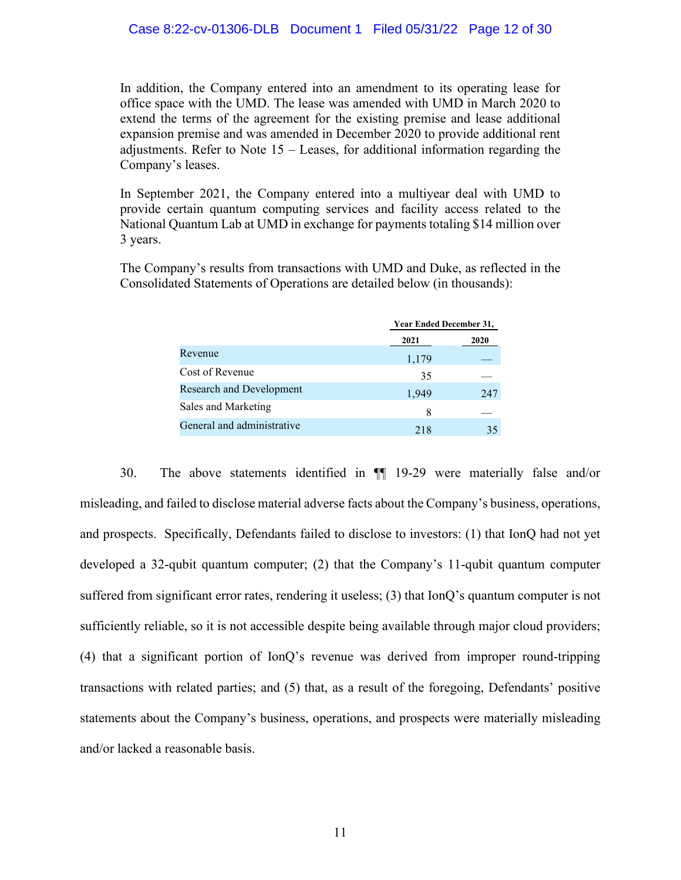In addition, the Company entered into an amendment to its operating lease for office space with the UMD. The lease was amended with UMD in March 2020 to extend the terms of the agreement for the existing premise and lease additional expansion premise and was amended in December 2020 to provide additional rent adjustments. Refer to Note 15 – Leases, for additional information regarding the Company's leases.

In September 2021, the Company entered into a multiyear deal with UMD to provide certain quantum computing services and facility access related to the National Quantum Lab at UMD in exchange for payments totaling $14 million over 3 years.

The Company's results from transactions with UMD and Duke, as reflected in the Consolidated Statements of Operations are detailed below (in thousands):

| | Year Ended December 31, | |
|---|---|---|
| | 2021 | 2020 |
| Revenue | 1,179 | — |
| Cost of Revenue | 35 | — |
| Research and Development | 1,949 | 247 |
| Sales and Marketing | 8 | — |
| General and administrative | 218 | 35 |

30. The above statements identified in ¶¶ 19-29 were materially false and/or misleading, and failed to disclose material adverse facts about the Company's business, operations, and prospects. Specifically, Defendants failed to disclose to investors: (1) that IonQ had not yet developed a 32-qubit quantum computer; (2) that the Company's 11-qubit quantum computer suffered from significant error rates, rendering it useless; (3) that IonQ's quantum computer is not sufficiently reliable, so it is not accessible despite being available through major cloud providers; (4) that a significant portion of IonQ's revenue was derived from improper round-tripping transactions with related parties; and (5) that, as a result of the foregoing, Defendants' positive statements about the Company's business, operations, and prospects were materially misleading and/or lacked a reasonable basis.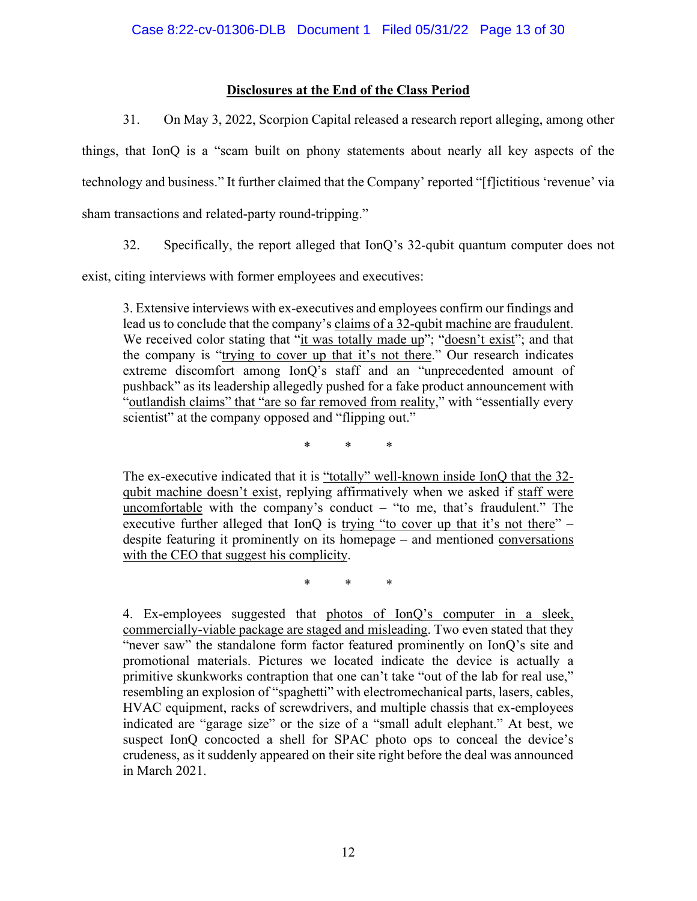## Disclosures at the End of the Class Period

31. On May 3, 2022, Scorpion Capital released a research report alleging, among other things, that IonQ is a "scam built on phony statements about nearly all key aspects of the technology and business." It further claimed that the Company' reported "[f]ictitious 'revenue' via sham transactions and related-party round-tripping."

32. Specifically, the report alleged that IonQ's 32-qubit quantum computer does not exist, citing interviews with former employees and executives:

> 3. Extensive interviews with ex-executives and employees confirm our findings and lead us to conclude that the company's claims of a 32-qubit machine are fraudulent. We received color stating that "it was totally made up"; "doesn't exist"; and that the company is "trying to cover up that it's not there." Our research indicates extreme discomfort among IonQ's staff and an "unprecedented amount of pushback" as its leadership allegedly pushed for a fake product announcement with "outlandish claims" that "are so far removed from reality," with "essentially every scientist" at the company opposed and "flipping out."
>
> \* \* \*
>
> The ex-executive indicated that it is "totally" well-known inside IonQ that the 32-qubit machine doesn't exist, replying affirmatively when we asked if staff were uncomfortable with the company's conduct – "to me, that's fraudulent." The executive further alleged that IonQ is trying "to cover up that it's not there" – despite featuring it prominently on its homepage – and mentioned conversations with the CEO that suggest his complicity.
>
> \* \* \*
>
> 4. Ex-employees suggested that photos of IonQ's computer in a sleek, commercially-viable package are staged and misleading. Two even stated that they "never saw" the standalone form factor featured prominently on IonQ's site and promotional materials. Pictures we located indicate the device is actually a primitive skunkworks contraption that one can't take "out of the lab for real use," resembling an explosion of "spaghetti" with electromechanical parts, lasers, cables, HVAC equipment, racks of screwdrivers, and multiple chassis that ex-employees indicated are "garage size" or the size of a "small adult elephant." At best, we suspect IonQ concocted a shell for SPAC photo ops to conceal the device's crudeness, as it suddenly appeared on their site right before the deal was announced in March 2021.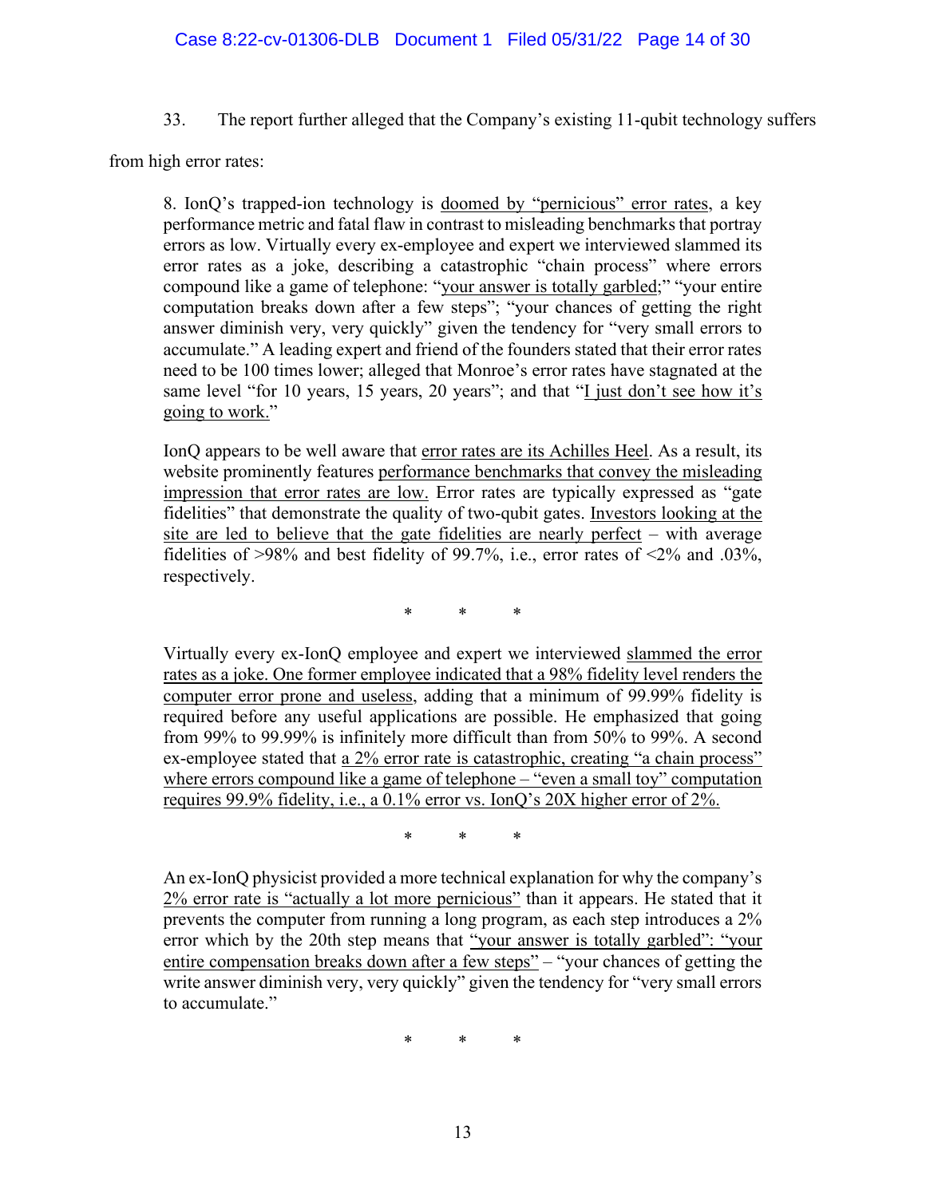33. The report further alleged that the Company's existing 11-qubit technology suffers from high error rates:

> 8. IonQ's trapped-ion technology is <u>doomed by "pernicious" error rates</u>, a key performance metric and fatal flaw in contrast to misleading benchmarks that portray errors as low. Virtually every ex-employee and expert we interviewed slammed its error rates as a joke, describing a catastrophic "chain process" where errors compound like a game of telephone: "<u>your answer is totally garbled</u>;" "your entire computation breaks down after a few steps"; "your chances of getting the right answer diminish very, very quickly" given the tendency for "very small errors to accumulate." A leading expert and friend of the founders stated that their error rates need to be 100 times lower; alleged that Monroe's error rates have stagnated at the same level "for 10 years, 15 years, 20 years"; and that "<u>I just don't see how it's going to work.</u>"
>
> IonQ appears to be well aware that <u>error rates are its Achilles Heel</u>. As a result, its website prominently features <u>performance benchmarks that convey the misleading impression that error rates are low.</u> Error rates are typically expressed as "gate fidelities" that demonstrate the quality of two-qubit gates. <u>Investors looking at the site are led to believe that the gate fidelities are nearly perfect</u> – with average fidelities of >98% and best fidelity of 99.7%, i.e., error rates of <2% and .03%, respectively.
>
> \* \* \*
>
> Virtually every ex-IonQ employee and expert we interviewed <u>slammed the error rates as a joke. One former employee indicated that a 98% fidelity level renders the computer error prone and useless</u>, adding that a minimum of 99.99% fidelity is required before any useful applications are possible. He emphasized that going from 99% to 99.99% is infinitely more difficult than from 50% to 99%. A second ex-employee stated that <u>a 2% error rate is catastrophic, creating "a chain process" where errors compound like a game of telephone – "even a small toy" computation requires 99.9% fidelity, i.e., a 0.1% error vs. IonQ's 20X higher error of 2%.</u>
>
> \* \* \*
>
> An ex-IonQ physicist provided a more technical explanation for why the company's <u>2% error rate is "actually a lot more pernicious"</u> than it appears. He stated that it prevents the computer from running a long program, as each step introduces a 2% error which by the 20th step means that <u>"your answer is totally garbled": "your entire compensation breaks down after a few steps"</u> – "your chances of getting the write answer diminish very, very quickly" given the tendency for "very small errors to accumulate."
>
> \* \* \*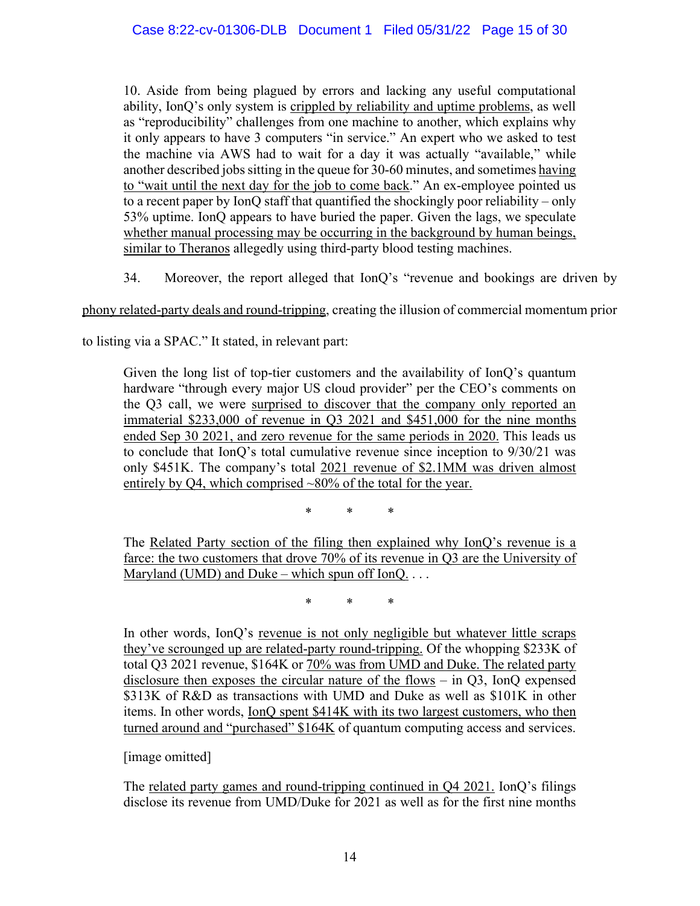10. Aside from being plagued by errors and lacking any useful computational ability, IonQ's only system is crippled by reliability and uptime problems, as well as "reproducibility" challenges from one machine to another, which explains why it only appears to have 3 computers "in service." An expert who we asked to test the machine via AWS had to wait for a day it was actually "available," while another described jobs sitting in the queue for 30-60 minutes, and sometimes having to "wait until the next day for the job to come back." An ex-employee pointed us to a recent paper by IonQ staff that quantified the shockingly poor reliability – only 53% uptime. IonQ appears to have buried the paper. Given the lags, we speculate whether manual processing may be occurring in the background by human beings, similar to Theranos allegedly using third-party blood testing machines.

34. Moreover, the report alleged that IonQ's "revenue and bookings are driven by phony related-party deals and round-tripping, creating the illusion of commercial momentum prior to listing via a SPAC." It stated, in relevant part:

> Given the long list of top-tier customers and the availability of IonQ's quantum hardware "through every major US cloud provider" per the CEO's comments on the Q3 call, we were surprised to discover that the company only reported an immaterial $233,000 of revenue in Q3 2021 and $451,000 for the nine months ended Sep 30 2021, and zero revenue for the same periods in 2020. This leads us to conclude that IonQ's total cumulative revenue since inception to 9/30/21 was only $451K. The company's total 2021 revenue of $2.1MM was driven almost entirely by Q4, which comprised ~80% of the total for the year.
>
> \* \* \*
>
> The Related Party section of the filing then explained why IonQ's revenue is a farce: the two customers that drove 70% of its revenue in Q3 are the University of Maryland (UMD) and Duke – which spun off IonQ. . . .
>
> \* \* \*
>
> In other words, IonQ's revenue is not only negligible but whatever little scraps they've scrounged up are related-party round-tripping. Of the whopping $233K of total Q3 2021 revenue, $164K or 70% was from UMD and Duke. The related party disclosure then exposes the circular nature of the flows – in Q3, IonQ expensed $313K of R&D as transactions with UMD and Duke as well as $101K in other items. In other words, IonQ spent $414K with its two largest customers, who then turned around and "purchased" $164K of quantum computing access and services.
>
> [image omitted]
>
> The related party games and round-tripping continued in Q4 2021. IonQ's filings disclose its revenue from UMD/Duke for 2021 as well as for the first nine months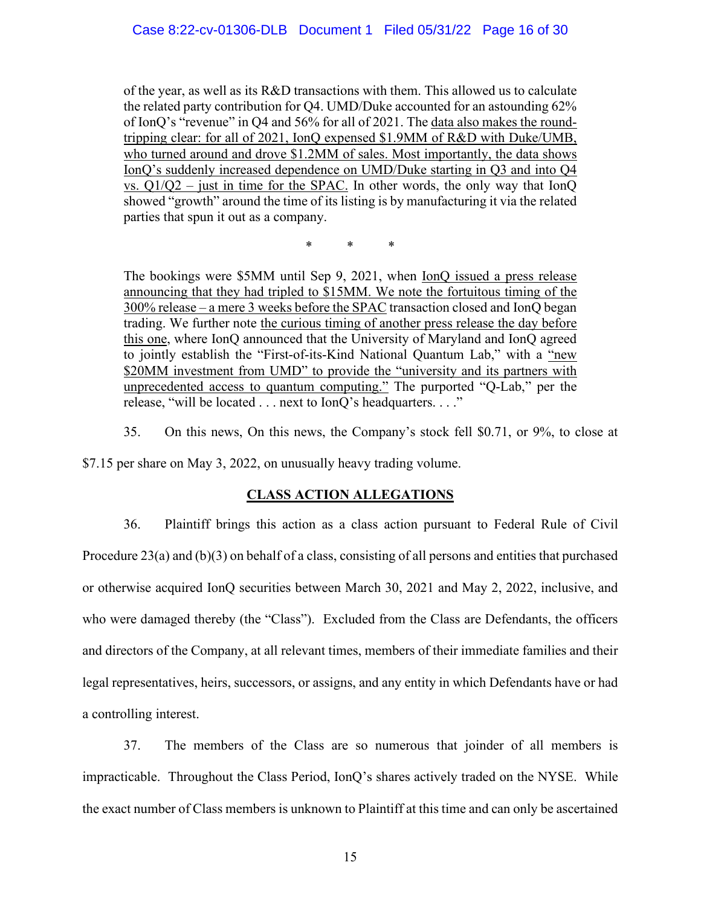of the year, as well as its R&D transactions with them. This allowed us to calculate the related party contribution for Q4. UMD/Duke accounted for an astounding 62% of IonQ's "revenue" in Q4 and 56% for all of 2021. The <u>data also makes the round-tripping clear: for all of 2021, IonQ expensed $1.9MM of R&D with Duke/UMB, who turned around and drove $1.2MM of sales. Most importantly, the data shows IonQ's suddenly increased dependence on UMD/Duke starting in Q3 and into Q4 vs. Q1/Q2 – just in time for the SPAC.</u> In other words, the only way that IonQ showed "growth" around the time of its listing is by manufacturing it via the related parties that spun it out as a company.

\*   \*   \*

The bookings were $5MM until Sep 9, 2021, when <u>IonQ issued a press release announcing that they had tripled to $15MM. We note the fortuitous timing of the 300% release – a mere 3 weeks before the SPAC</u> transaction closed and IonQ began trading. We further note <u>the curious timing of another press release the day before this one</u>, where IonQ announced that the University of Maryland and IonQ agreed to jointly establish the "First-of-its-Kind National Quantum Lab," with a <u>"new $20MM investment from UMD" to provide the "university and its partners with unprecedented access to quantum computing."</u> The purported "Q-Lab," per the release, "will be located . . . next to IonQ's headquarters. . . ."

35. On this news, On this news, the Company's stock fell $0.71, or 9%, to close at $7.15 per share on May 3, 2022, on unusually heavy trading volume.

## CLASS ACTION ALLEGATIONS

36. Plaintiff brings this action as a class action pursuant to Federal Rule of Civil Procedure 23(a) and (b)(3) on behalf of a class, consisting of all persons and entities that purchased or otherwise acquired IonQ securities between March 30, 2021 and May 2, 2022, inclusive, and who were damaged thereby (the "Class"). Excluded from the Class are Defendants, the officers and directors of the Company, at all relevant times, members of their immediate families and their legal representatives, heirs, successors, or assigns, and any entity in which Defendants have or had a controlling interest.

37. The members of the Class are so numerous that joinder of all members is impracticable. Throughout the Class Period, IonQ's shares actively traded on the NYSE. While the exact number of Class members is unknown to Plaintiff at this time and can only be ascertained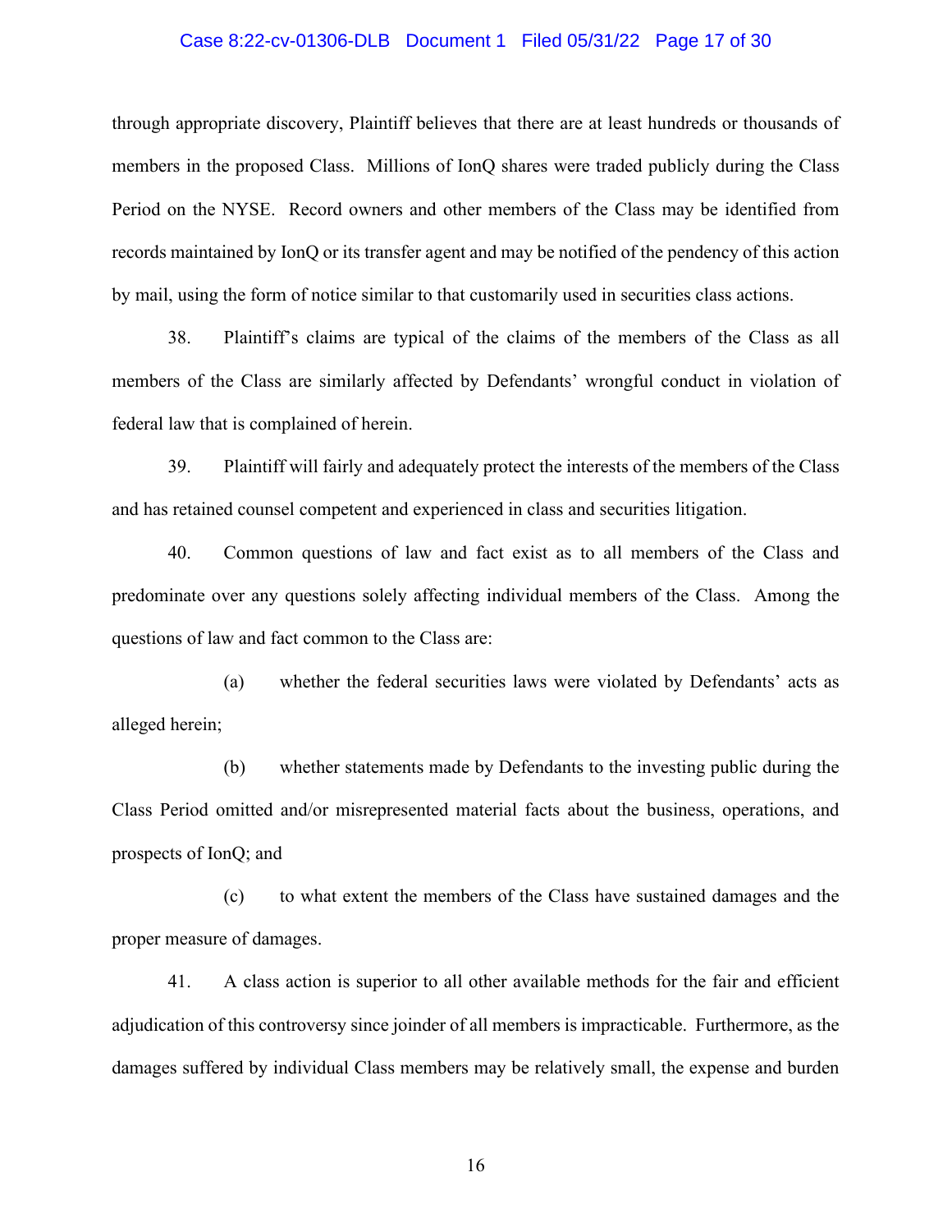through appropriate discovery, Plaintiff believes that there are at least hundreds or thousands of members in the proposed Class. Millions of IonQ shares were traded publicly during the Class Period on the NYSE. Record owners and other members of the Class may be identified from records maintained by IonQ or its transfer agent and may be notified of the pendency of this action by mail, using the form of notice similar to that customarily used in securities class actions.

38. Plaintiff's claims are typical of the claims of the members of the Class as all members of the Class are similarly affected by Defendants' wrongful conduct in violation of federal law that is complained of herein.

39. Plaintiff will fairly and adequately protect the interests of the members of the Class and has retained counsel competent and experienced in class and securities litigation.

40. Common questions of law and fact exist as to all members of the Class and predominate over any questions solely affecting individual members of the Class. Among the questions of law and fact common to the Class are:

(a) whether the federal securities laws were violated by Defendants' acts as alleged herein;

(b) whether statements made by Defendants to the investing public during the Class Period omitted and/or misrepresented material facts about the business, operations, and prospects of IonQ; and

(c) to what extent the members of the Class have sustained damages and the proper measure of damages.

41. A class action is superior to all other available methods for the fair and efficient adjudication of this controversy since joinder of all members is impracticable. Furthermore, as the damages suffered by individual Class members may be relatively small, the expense and burden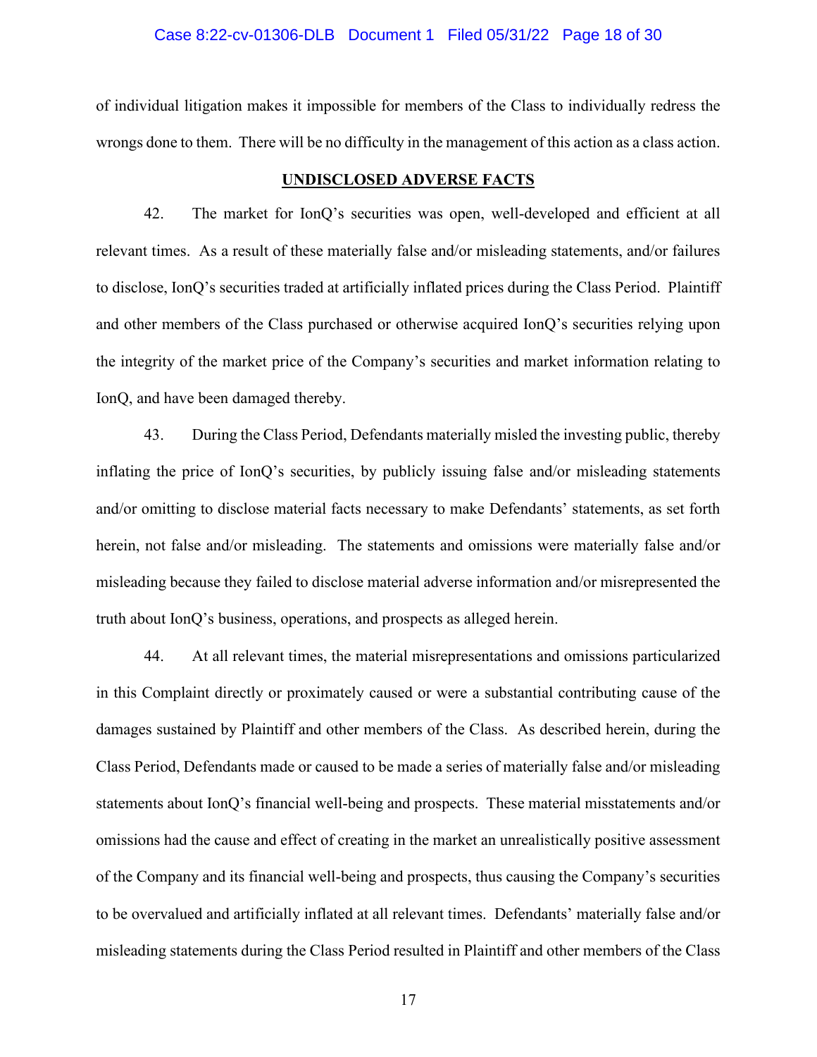of individual litigation makes it impossible for members of the Class to individually redress the wrongs done to them. There will be no difficulty in the management of this action as a class action.

## UNDISCLOSED ADVERSE FACTS

42. The market for IonQ's securities was open, well-developed and efficient at all relevant times. As a result of these materially false and/or misleading statements, and/or failures to disclose, IonQ's securities traded at artificially inflated prices during the Class Period. Plaintiff and other members of the Class purchased or otherwise acquired IonQ's securities relying upon the integrity of the market price of the Company's securities and market information relating to IonQ, and have been damaged thereby.

43. During the Class Period, Defendants materially misled the investing public, thereby inflating the price of IonQ's securities, by publicly issuing false and/or misleading statements and/or omitting to disclose material facts necessary to make Defendants' statements, as set forth herein, not false and/or misleading. The statements and omissions were materially false and/or misleading because they failed to disclose material adverse information and/or misrepresented the truth about IonQ's business, operations, and prospects as alleged herein.

44. At all relevant times, the material misrepresentations and omissions particularized in this Complaint directly or proximately caused or were a substantial contributing cause of the damages sustained by Plaintiff and other members of the Class. As described herein, during the Class Period, Defendants made or caused to be made a series of materially false and/or misleading statements about IonQ's financial well-being and prospects. These material misstatements and/or omissions had the cause and effect of creating in the market an unrealistically positive assessment of the Company and its financial well-being and prospects, thus causing the Company's securities to be overvalued and artificially inflated at all relevant times. Defendants' materially false and/or misleading statements during the Class Period resulted in Plaintiff and other members of the Class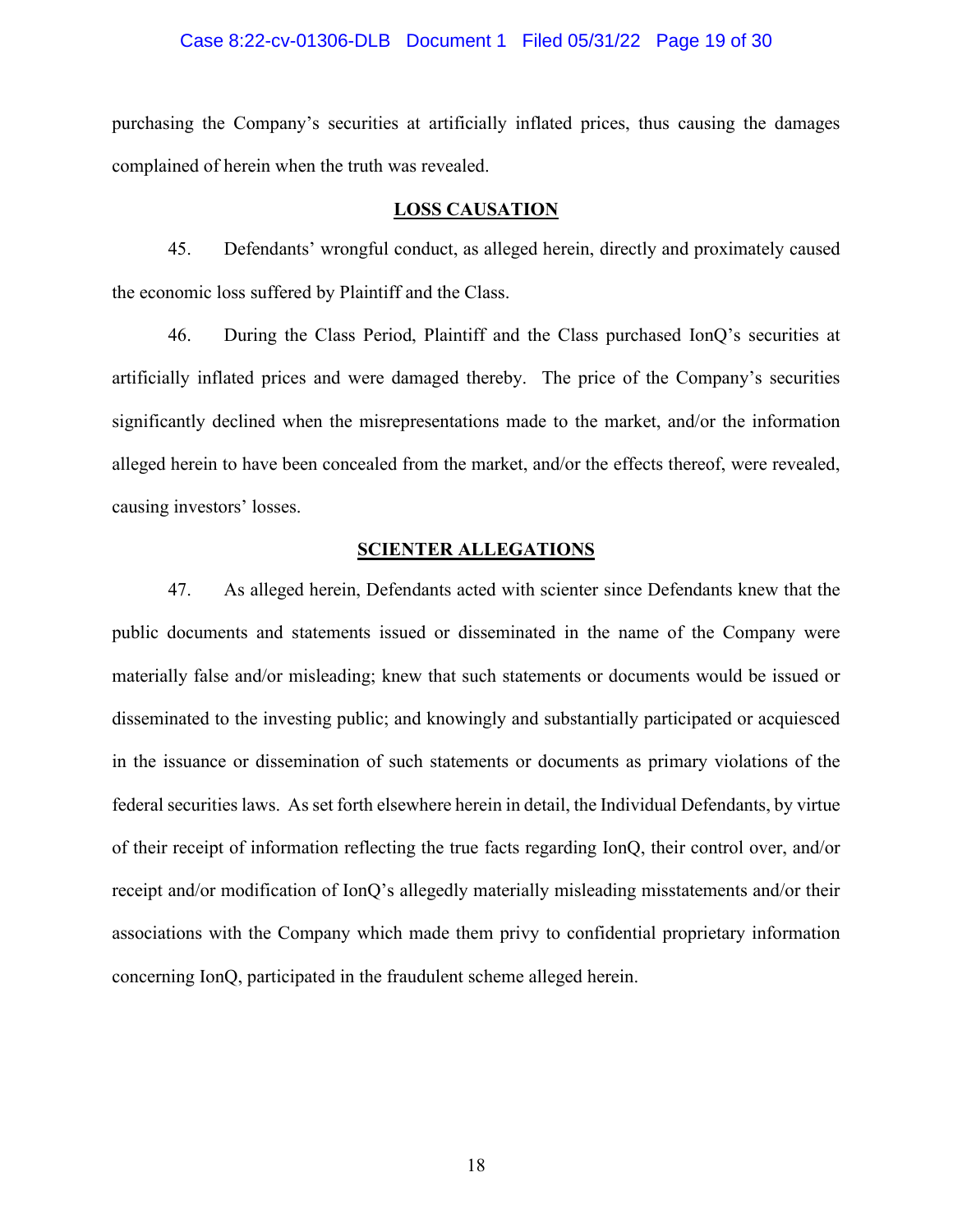purchasing the Company's securities at artificially inflated prices, thus causing the damages complained of herein when the truth was revealed.

## LOSS CAUSATION

45. Defendants' wrongful conduct, as alleged herein, directly and proximately caused the economic loss suffered by Plaintiff and the Class.

46. During the Class Period, Plaintiff and the Class purchased IonQ's securities at artificially inflated prices and were damaged thereby. The price of the Company's securities significantly declined when the misrepresentations made to the market, and/or the information alleged herein to have been concealed from the market, and/or the effects thereof, were revealed, causing investors' losses.

## SCIENTER ALLEGATIONS

47. As alleged herein, Defendants acted with scienter since Defendants knew that the public documents and statements issued or disseminated in the name of the Company were materially false and/or misleading; knew that such statements or documents would be issued or disseminated to the investing public; and knowingly and substantially participated or acquiesced in the issuance or dissemination of such statements or documents as primary violations of the federal securities laws. As set forth elsewhere herein in detail, the Individual Defendants, by virtue of their receipt of information reflecting the true facts regarding IonQ, their control over, and/or receipt and/or modification of IonQ's allegedly materially misleading misstatements and/or their associations with the Company which made them privy to confidential proprietary information concerning IonQ, participated in the fraudulent scheme alleged herein.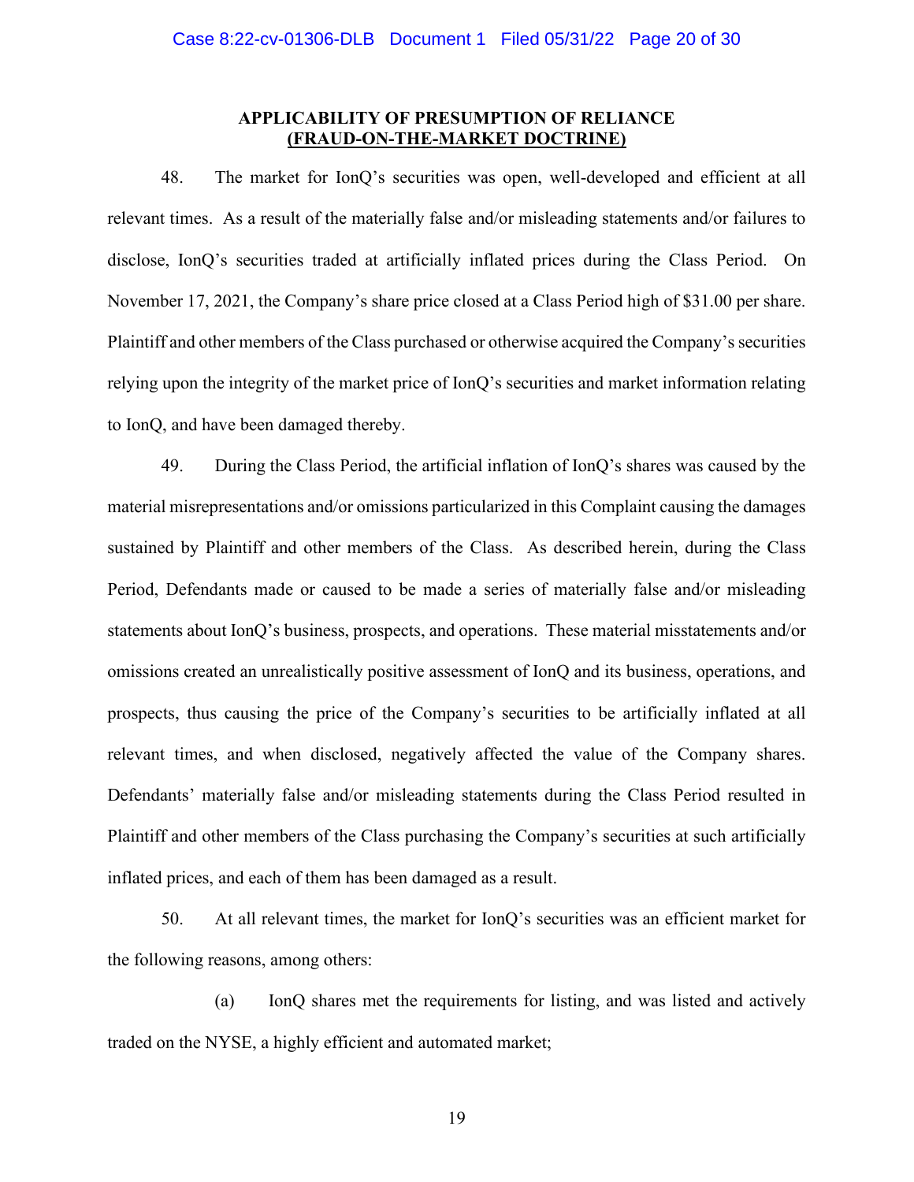## APPLICABILITY OF PRESUMPTION OF RELIANCE (FRAUD-ON-THE-MARKET DOCTRINE)

48. The market for IonQ's securities was open, well-developed and efficient at all relevant times. As a result of the materially false and/or misleading statements and/or failures to disclose, IonQ's securities traded at artificially inflated prices during the Class Period. On November 17, 2021, the Company's share price closed at a Class Period high of $31.00 per share. Plaintiff and other members of the Class purchased or otherwise acquired the Company's securities relying upon the integrity of the market price of IonQ's securities and market information relating to IonQ, and have been damaged thereby.

49. During the Class Period, the artificial inflation of IonQ's shares was caused by the material misrepresentations and/or omissions particularized in this Complaint causing the damages sustained by Plaintiff and other members of the Class. As described herein, during the Class Period, Defendants made or caused to be made a series of materially false and/or misleading statements about IonQ's business, prospects, and operations. These material misstatements and/or omissions created an unrealistically positive assessment of IonQ and its business, operations, and prospects, thus causing the price of the Company's securities to be artificially inflated at all relevant times, and when disclosed, negatively affected the value of the Company shares. Defendants' materially false and/or misleading statements during the Class Period resulted in Plaintiff and other members of the Class purchasing the Company's securities at such artificially inflated prices, and each of them has been damaged as a result.

50. At all relevant times, the market for IonQ's securities was an efficient market for the following reasons, among others:

(a) IonQ shares met the requirements for listing, and was listed and actively traded on the NYSE, a highly efficient and automated market;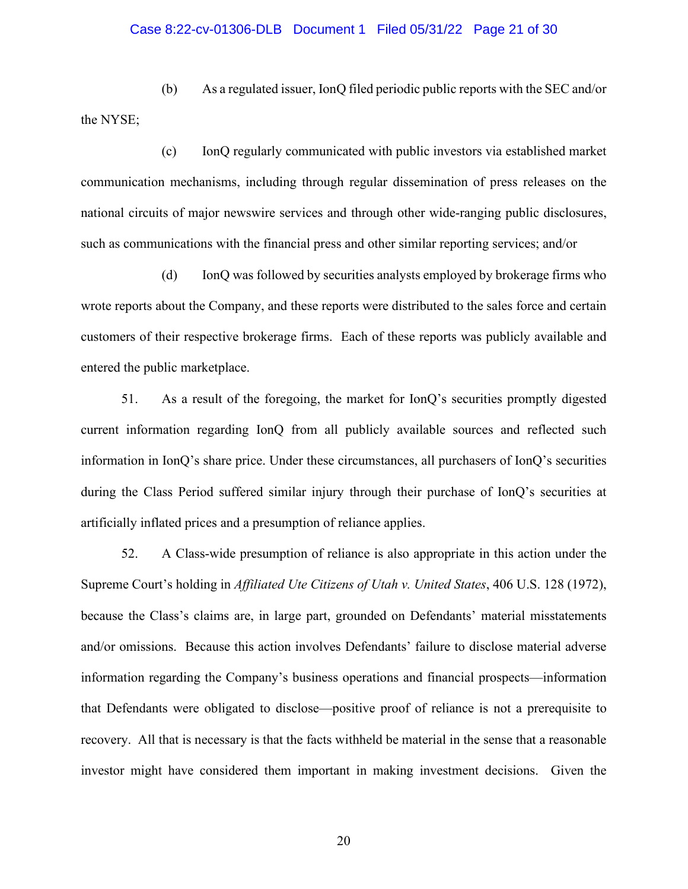(b) As a regulated issuer, IonQ filed periodic public reports with the SEC and/or the NYSE;

(c) IonQ regularly communicated with public investors via established market communication mechanisms, including through regular dissemination of press releases on the national circuits of major newswire services and through other wide-ranging public disclosures, such as communications with the financial press and other similar reporting services; and/or

(d) IonQ was followed by securities analysts employed by brokerage firms who wrote reports about the Company, and these reports were distributed to the sales force and certain customers of their respective brokerage firms. Each of these reports was publicly available and entered the public marketplace.

51. As a result of the foregoing, the market for IonQ's securities promptly digested current information regarding IonQ from all publicly available sources and reflected such information in IonQ's share price. Under these circumstances, all purchasers of IonQ's securities during the Class Period suffered similar injury through their purchase of IonQ's securities at artificially inflated prices and a presumption of reliance applies.

52. A Class-wide presumption of reliance is also appropriate in this action under the Supreme Court's holding in *Affiliated Ute Citizens of Utah v. United States*, 406 U.S. 128 (1972), because the Class's claims are, in large part, grounded on Defendants' material misstatements and/or omissions. Because this action involves Defendants' failure to disclose material adverse information regarding the Company's business operations and financial prospects—information that Defendants were obligated to disclose—positive proof of reliance is not a prerequisite to recovery. All that is necessary is that the facts withheld be material in the sense that a reasonable investor might have considered them important in making investment decisions. Given the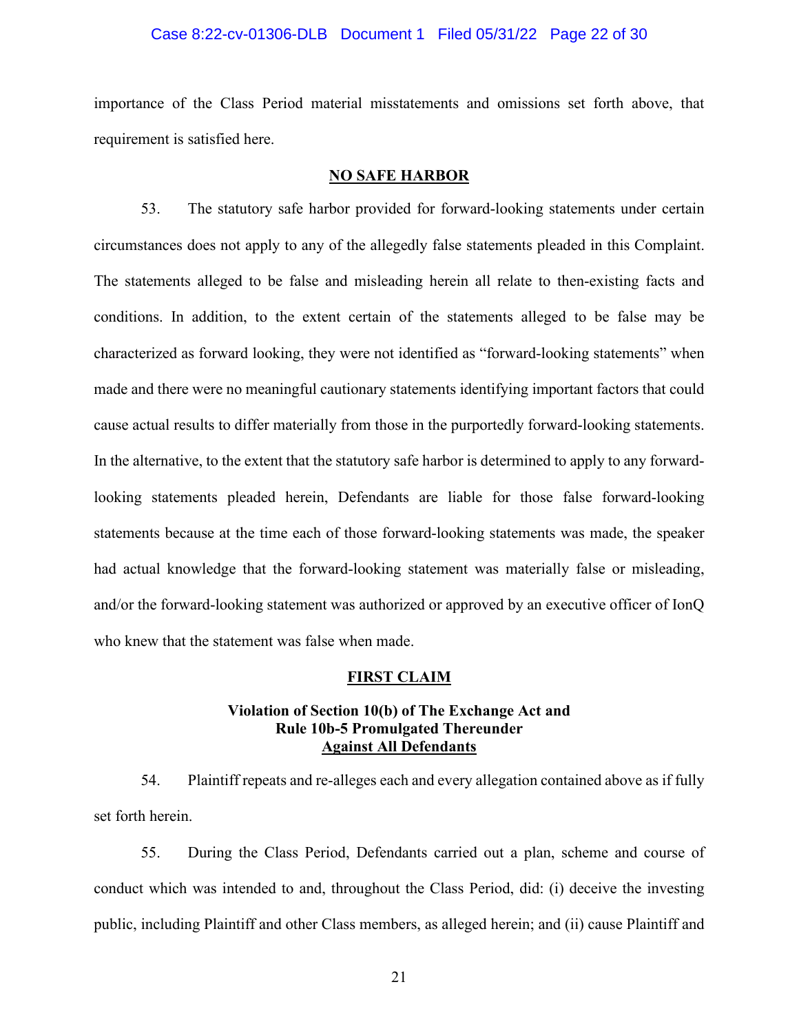importance of the Class Period material misstatements and omissions set forth above, that requirement is satisfied here.

## NO SAFE HARBOR

53. The statutory safe harbor provided for forward-looking statements under certain circumstances does not apply to any of the allegedly false statements pleaded in this Complaint. The statements alleged to be false and misleading herein all relate to then-existing facts and conditions. In addition, to the extent certain of the statements alleged to be false may be characterized as forward looking, they were not identified as "forward-looking statements" when made and there were no meaningful cautionary statements identifying important factors that could cause actual results to differ materially from those in the purportedly forward-looking statements. In the alternative, to the extent that the statutory safe harbor is determined to apply to any forward-looking statements pleaded herein, Defendants are liable for those false forward-looking statements because at the time each of those forward-looking statements was made, the speaker had actual knowledge that the forward-looking statement was materially false or misleading, and/or the forward-looking statement was authorized or approved by an executive officer of IonQ who knew that the statement was false when made.

## FIRST CLAIM

### Violation of Section 10(b) of The Exchange Act and Rule 10b-5 Promulgated Thereunder Against All Defendants

54. Plaintiff repeats and re-alleges each and every allegation contained above as if fully set forth herein.

55. During the Class Period, Defendants carried out a plan, scheme and course of conduct which was intended to and, throughout the Class Period, did: (i) deceive the investing public, including Plaintiff and other Class members, as alleged herein; and (ii) cause Plaintiff and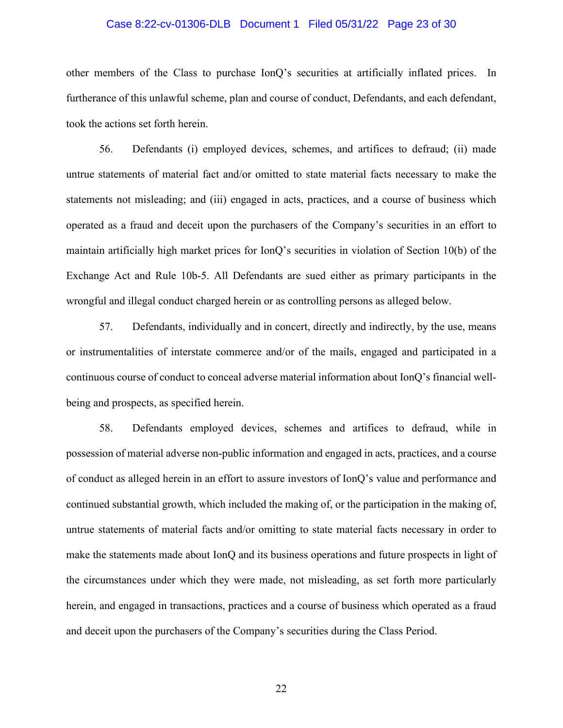other members of the Class to purchase IonQ's securities at artificially inflated prices. In furtherance of this unlawful scheme, plan and course of conduct, Defendants, and each defendant, took the actions set forth herein.

56. Defendants (i) employed devices, schemes, and artifices to defraud; (ii) made untrue statements of material fact and/or omitted to state material facts necessary to make the statements not misleading; and (iii) engaged in acts, practices, and a course of business which operated as a fraud and deceit upon the purchasers of the Company's securities in an effort to maintain artificially high market prices for IonQ's securities in violation of Section 10(b) of the Exchange Act and Rule 10b-5. All Defendants are sued either as primary participants in the wrongful and illegal conduct charged herein or as controlling persons as alleged below.

57. Defendants, individually and in concert, directly and indirectly, by the use, means or instrumentalities of interstate commerce and/or of the mails, engaged and participated in a continuous course of conduct to conceal adverse material information about IonQ's financial well-being and prospects, as specified herein.

58. Defendants employed devices, schemes and artifices to defraud, while in possession of material adverse non-public information and engaged in acts, practices, and a course of conduct as alleged herein in an effort to assure investors of IonQ's value and performance and continued substantial growth, which included the making of, or the participation in the making of, untrue statements of material facts and/or omitting to state material facts necessary in order to make the statements made about IonQ and its business operations and future prospects in light of the circumstances under which they were made, not misleading, as set forth more particularly herein, and engaged in transactions, practices and a course of business which operated as a fraud and deceit upon the purchasers of the Company's securities during the Class Period.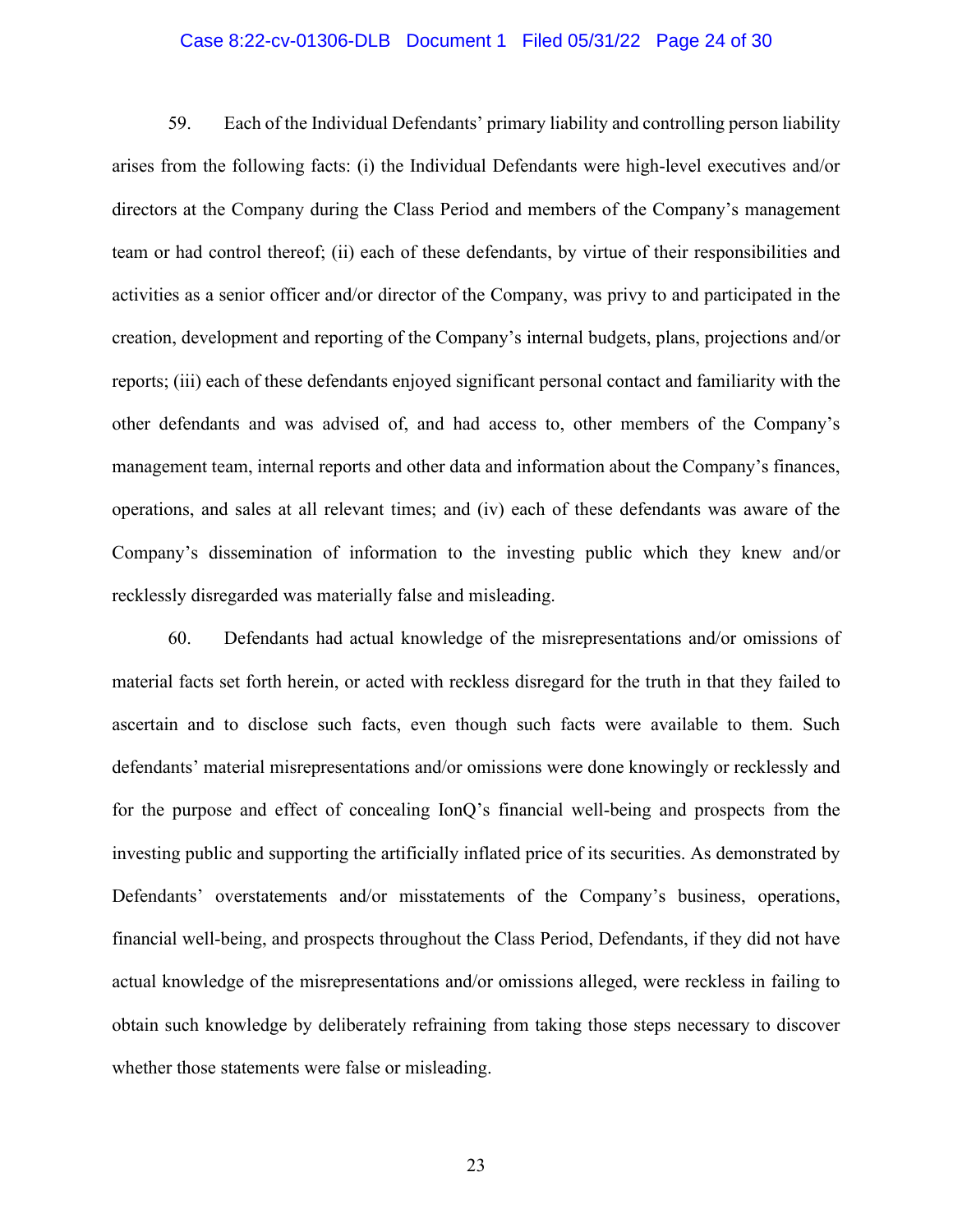59. Each of the Individual Defendants' primary liability and controlling person liability arises from the following facts: (i) the Individual Defendants were high-level executives and/or directors at the Company during the Class Period and members of the Company's management team or had control thereof; (ii) each of these defendants, by virtue of their responsibilities and activities as a senior officer and/or director of the Company, was privy to and participated in the creation, development and reporting of the Company's internal budgets, plans, projections and/or reports; (iii) each of these defendants enjoyed significant personal contact and familiarity with the other defendants and was advised of, and had access to, other members of the Company's management team, internal reports and other data and information about the Company's finances, operations, and sales at all relevant times; and (iv) each of these defendants was aware of the Company's dissemination of information to the investing public which they knew and/or recklessly disregarded was materially false and misleading.

60. Defendants had actual knowledge of the misrepresentations and/or omissions of material facts set forth herein, or acted with reckless disregard for the truth in that they failed to ascertain and to disclose such facts, even though such facts were available to them. Such defendants' material misrepresentations and/or omissions were done knowingly or recklessly and for the purpose and effect of concealing IonQ's financial well-being and prospects from the investing public and supporting the artificially inflated price of its securities. As demonstrated by Defendants' overstatements and/or misstatements of the Company's business, operations, financial well-being, and prospects throughout the Class Period, Defendants, if they did not have actual knowledge of the misrepresentations and/or omissions alleged, were reckless in failing to obtain such knowledge by deliberately refraining from taking those steps necessary to discover whether those statements were false or misleading.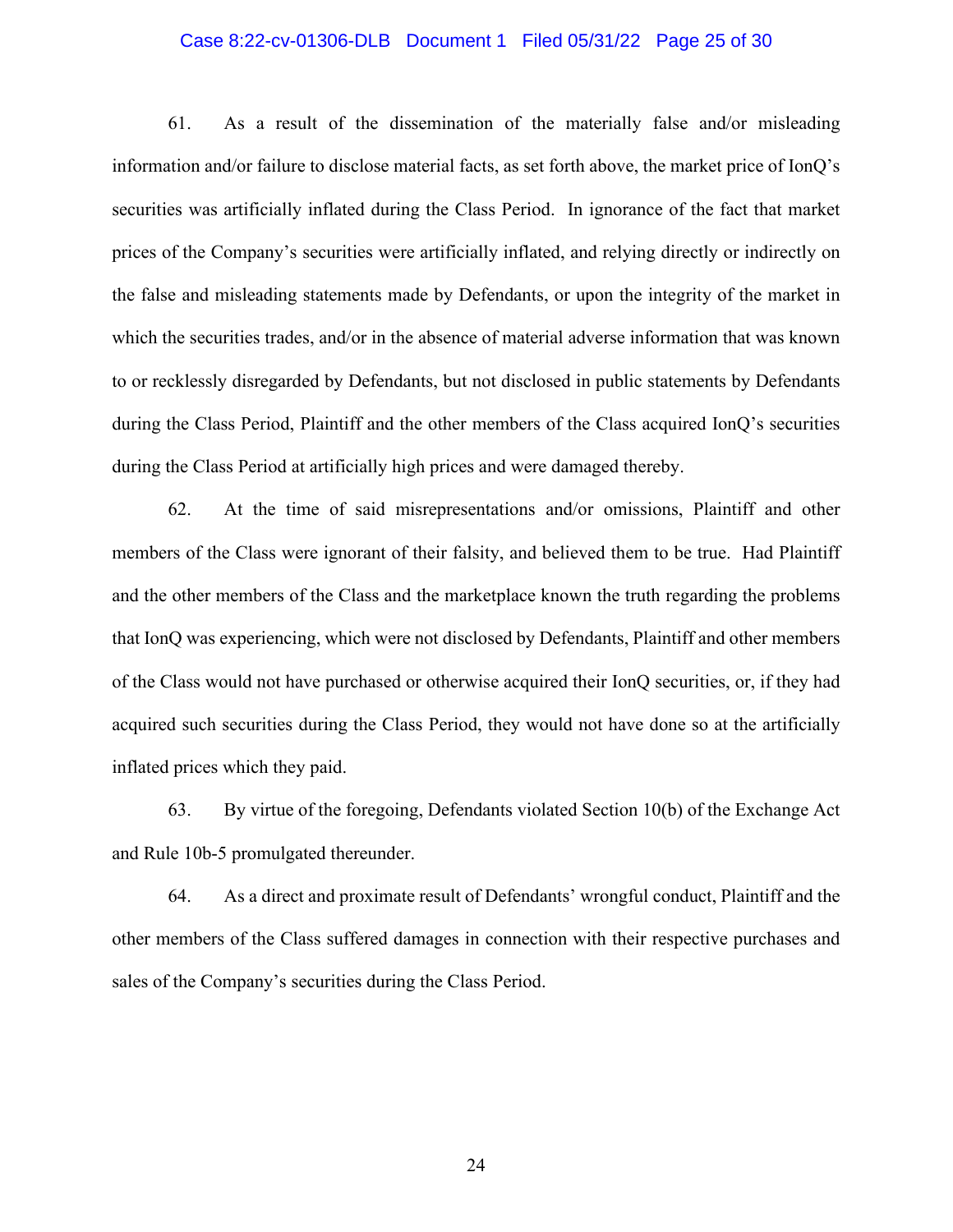61. As a result of the dissemination of the materially false and/or misleading information and/or failure to disclose material facts, as set forth above, the market price of IonQ's securities was artificially inflated during the Class Period. In ignorance of the fact that market prices of the Company's securities were artificially inflated, and relying directly or indirectly on the false and misleading statements made by Defendants, or upon the integrity of the market in which the securities trades, and/or in the absence of material adverse information that was known to or recklessly disregarded by Defendants, but not disclosed in public statements by Defendants during the Class Period, Plaintiff and the other members of the Class acquired IonQ's securities during the Class Period at artificially high prices and were damaged thereby.

62. At the time of said misrepresentations and/or omissions, Plaintiff and other members of the Class were ignorant of their falsity, and believed them to be true. Had Plaintiff and the other members of the Class and the marketplace known the truth regarding the problems that IonQ was experiencing, which were not disclosed by Defendants, Plaintiff and other members of the Class would not have purchased or otherwise acquired their IonQ securities, or, if they had acquired such securities during the Class Period, they would not have done so at the artificially inflated prices which they paid.

63. By virtue of the foregoing, Defendants violated Section 10(b) of the Exchange Act and Rule 10b-5 promulgated thereunder.

64. As a direct and proximate result of Defendants' wrongful conduct, Plaintiff and the other members of the Class suffered damages in connection with their respective purchases and sales of the Company's securities during the Class Period.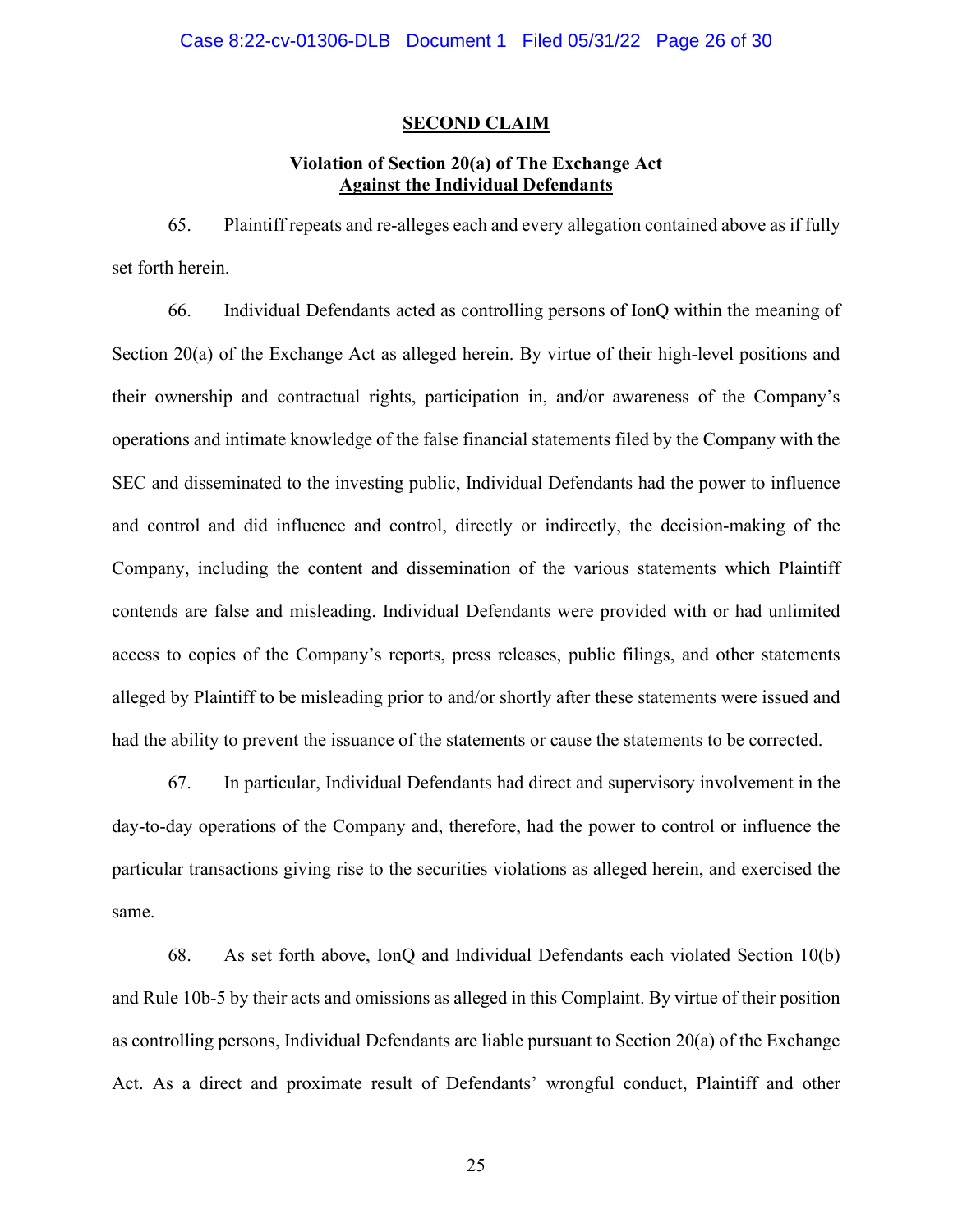**SECOND CLAIM**

**Violation of Section 20(a) of The Exchange Act**
**Against the Individual Defendants**

65. Plaintiff repeats and re-alleges each and every allegation contained above as if fully set forth herein.

66. Individual Defendants acted as controlling persons of IonQ within the meaning of Section 20(a) of the Exchange Act as alleged herein. By virtue of their high-level positions and their ownership and contractual rights, participation in, and/or awareness of the Company's operations and intimate knowledge of the false financial statements filed by the Company with the SEC and disseminated to the investing public, Individual Defendants had the power to influence and control and did influence and control, directly or indirectly, the decision-making of the Company, including the content and dissemination of the various statements which Plaintiff contends are false and misleading. Individual Defendants were provided with or had unlimited access to copies of the Company's reports, press releases, public filings, and other statements alleged by Plaintiff to be misleading prior to and/or shortly after these statements were issued and had the ability to prevent the issuance of the statements or cause the statements to be corrected.

67. In particular, Individual Defendants had direct and supervisory involvement in the day-to-day operations of the Company and, therefore, had the power to control or influence the particular transactions giving rise to the securities violations as alleged herein, and exercised the same.

68. As set forth above, IonQ and Individual Defendants each violated Section 10(b) and Rule 10b-5 by their acts and omissions as alleged in this Complaint. By virtue of their position as controlling persons, Individual Defendants are liable pursuant to Section 20(a) of the Exchange Act. As a direct and proximate result of Defendants' wrongful conduct, Plaintiff and other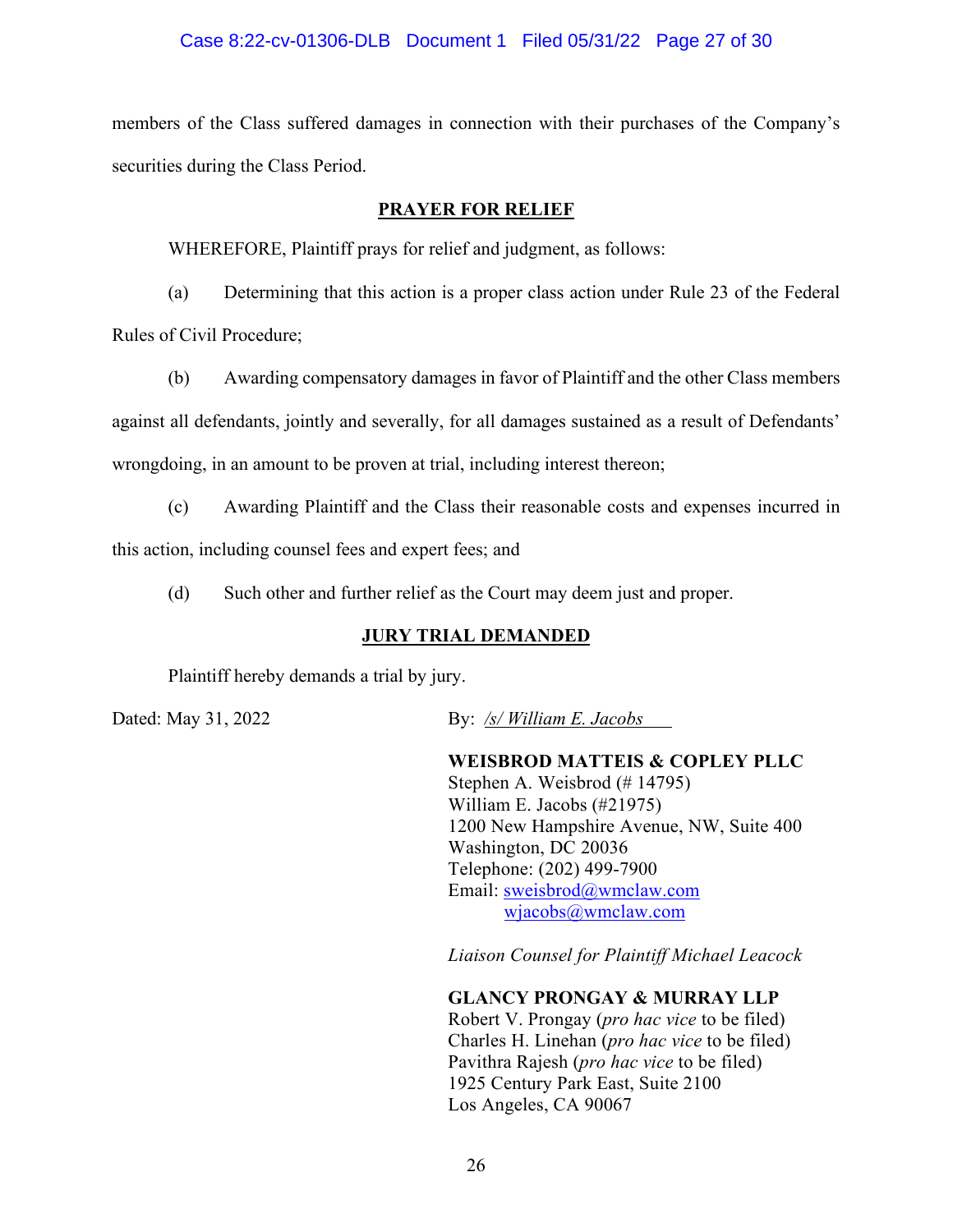members of the Class suffered damages in connection with their purchases of the Company's securities during the Class Period.

## PRAYER FOR RELIEF

WHEREFORE, Plaintiff prays for relief and judgment, as follows:

(a) Determining that this action is a proper class action under Rule 23 of the Federal Rules of Civil Procedure;

(b) Awarding compensatory damages in favor of Plaintiff and the other Class members against all defendants, jointly and severally, for all damages sustained as a result of Defendants' wrongdoing, in an amount to be proven at trial, including interest thereon;

(c) Awarding Plaintiff and the Class their reasonable costs and expenses incurred in this action, including counsel fees and expert fees; and

(d) Such other and further relief as the Court may deem just and proper.

## JURY TRIAL DEMANDED

Plaintiff hereby demands a trial by jury.

Dated: May 31, 2022

By: */s/ William E. Jacobs*

**WEISBROD MATTEIS & COPLEY PLLC**
Stephen A. Weisbrod (# 14795)
William E. Jacobs (#21975)
1200 New Hampshire Avenue, NW, Suite 400
Washington, DC 20036
Telephone: (202) 499-7900
Email: sweisbrod@wmclaw.com
wjacobs@wmclaw.com

*Liaison Counsel for Plaintiff Michael Leacock*

**GLANCY PRONGAY & MURRAY LLP**
Robert V. Prongay (*pro hac vice* to be filed)
Charles H. Linehan (*pro hac vice* to be filed)
Pavithra Rajesh (*pro hac vice* to be filed)
1925 Century Park East, Suite 2100
Los Angeles, CA 90067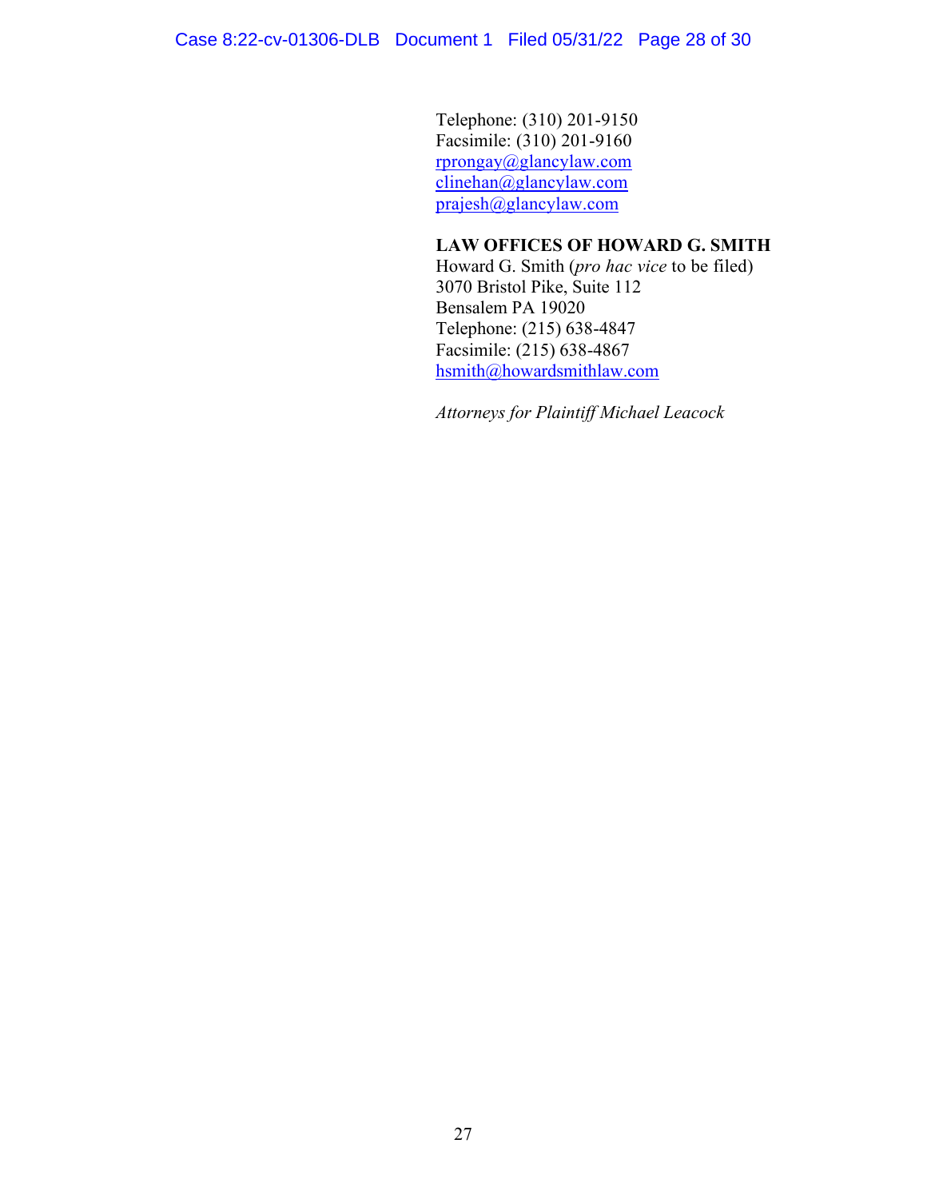Telephone: (310) 201-9150
Facsimile: (310) 201-9160
rprongay@glancylaw.com
clinehan@glancylaw.com
prajesh@glancylaw.com

**LAW OFFICES OF HOWARD G. SMITH**
Howard G. Smith (*pro hac vice* to be filed)
3070 Bristol Pike, Suite 112
Bensalem PA 19020
Telephone: (215) 638-4847
Facsimile: (215) 638-4867
hsmith@howardsmithlaw.com

*Attorneys for Plaintiff Michael Leacock*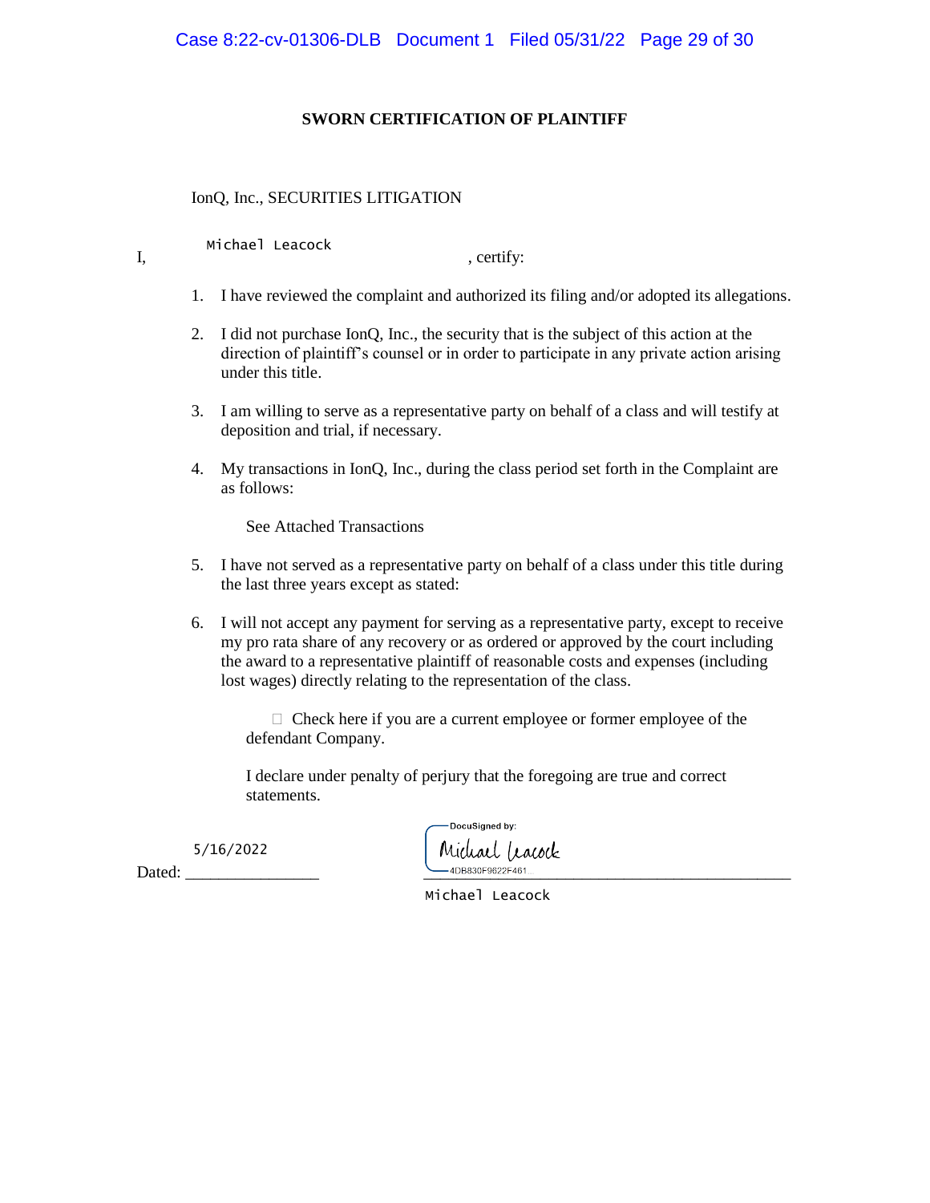**SWORN CERTIFICATION OF PLAINTIFF**

IonQ, Inc., SECURITIES LITIGATION

I, Michael Leacock, certify:

1. I have reviewed the complaint and authorized its filing and/or adopted its allegations.

2. I did not purchase IonQ, Inc., the security that is the subject of this action at the direction of plaintiff's counsel or in order to participate in any private action arising under this title.

3. I am willing to serve as a representative party on behalf of a class and will testify at deposition and trial, if necessary.

4. My transactions in IonQ, Inc., during the class period set forth in the Complaint are as follows:

   See Attached Transactions

5. I have not served as a representative party on behalf of a class under this title during the last three years except as stated:

6. I will not accept any payment for serving as a representative party, except to receive my pro rata share of any recovery or as ordered or approved by the court including the award to a representative plaintiff of reasonable costs and expenses (including lost wages) directly relating to the representation of the class.

   ☐ Check here if you are a current employee or former employee of the defendant Company.

   I declare under penalty of perjury that the foregoing are true and correct statements.

Dated: 5/16/2022

DocuSigned by:
Michael Leacock
4DB830F9622F461...

Michael Leacock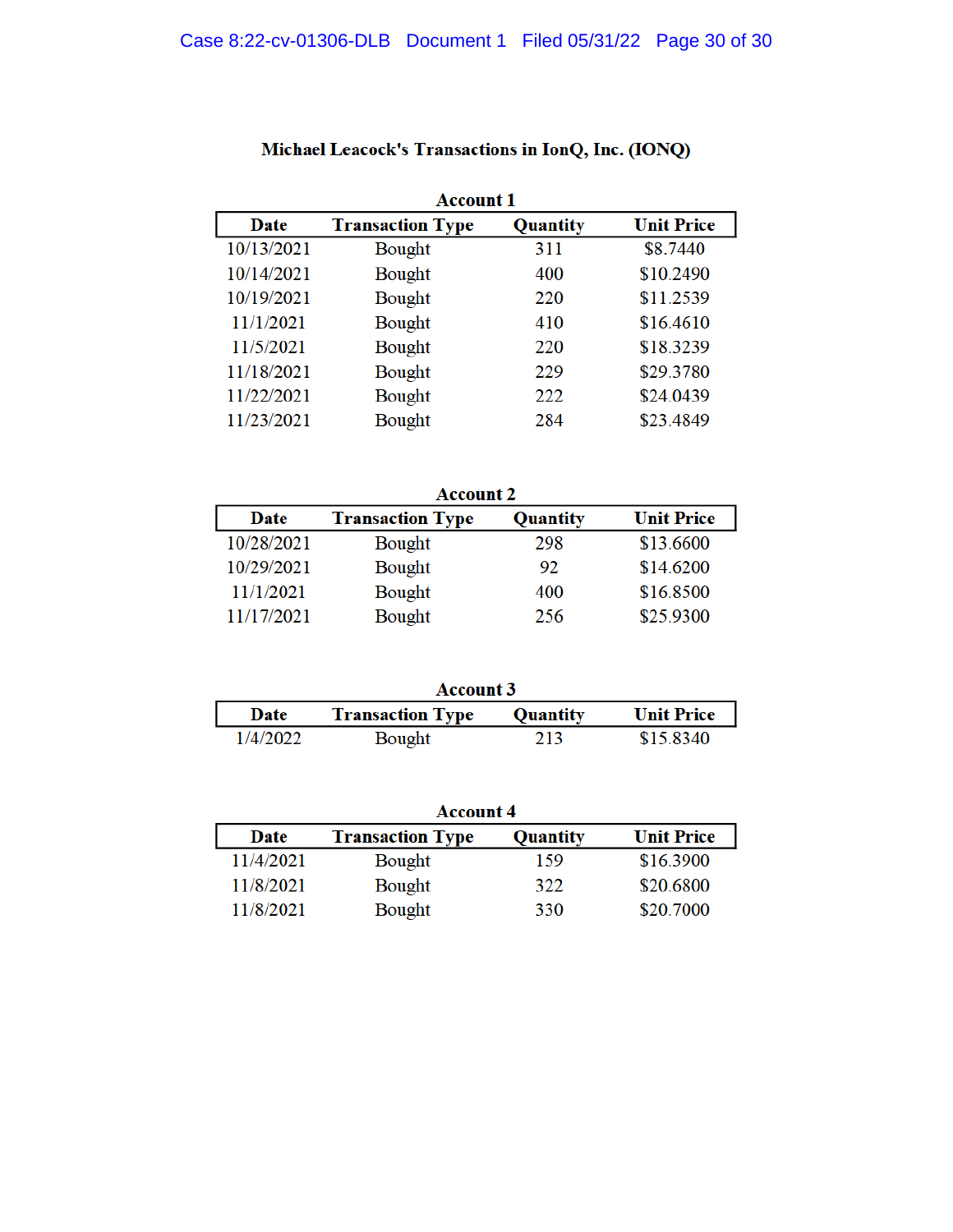# Michael Leacock's Transactions in IonQ, Inc. (IONQ)

## Account 1

| Date | Transaction Type | Quantity | Unit Price |
|---|---|---|---|
| 10/13/2021 | Bought | 311 | $8.7440 |
| 10/14/2021 | Bought | 400 | $10.2490 |
| 10/19/2021 | Bought | 220 | $11.2539 |
| 11/1/2021 | Bought | 410 | $16.4610 |
| 11/5/2021 | Bought | 220 | $18.3239 |
| 11/18/2021 | Bought | 229 | $29.3780 |
| 11/22/2021 | Bought | 222 | $24.0439 |
| 11/23/2021 | Bought | 284 | $23.4849 |

## Account 2

| Date | Transaction Type | Quantity | Unit Price |
|---|---|---|---|
| 10/28/2021 | Bought | 298 | $13.6600 |
| 10/29/2021 | Bought | 92 | $14.6200 |
| 11/1/2021 | Bought | 400 | $16.8500 |
| 11/17/2021 | Bought | 256 | $25.9300 |

## Account 3

| Date | Transaction Type | Quantity | Unit Price |
|---|---|---|---|
| 1/4/2022 | Bought | 213 | $15.8340 |

## Account 4

| Date | Transaction Type | Quantity | Unit Price |
|---|---|---|---|
| 11/4/2021 | Bought | 159 | $16.3900 |
| 11/8/2021 | Bought | 322 | $20.6800 |
| 11/8/2021 | Bought | 330 | $20.7000 |